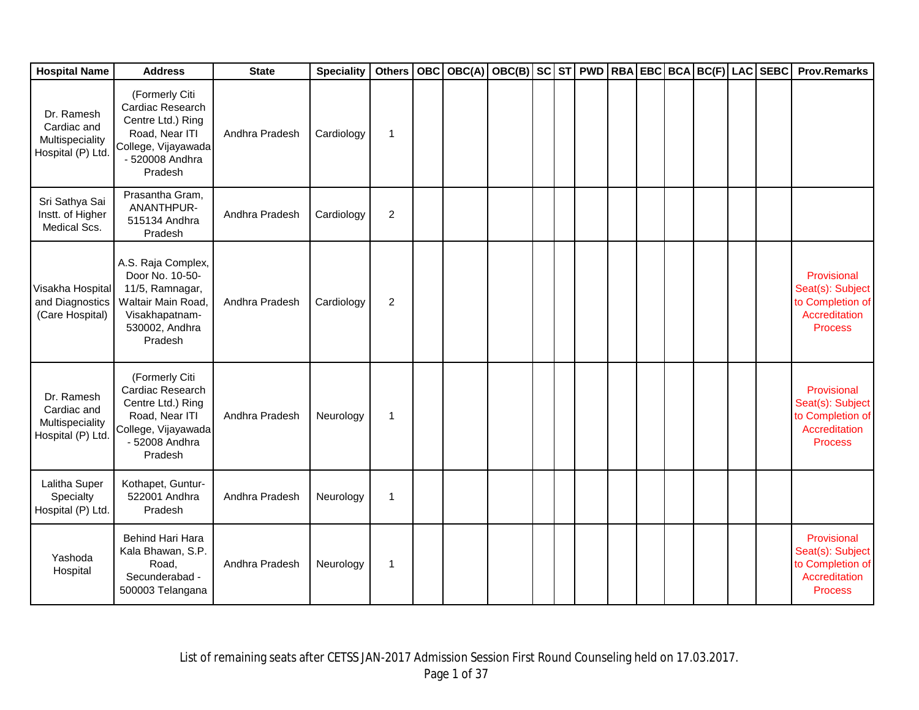| Hospital Name | Address | State | Speciality | Others | OBC | OBC(A) | OBC(B) | SC | ST | PWD | RBA | EBC | BCA | BC(F) | LAC | SEBC | Prov.Remarks |
|---|---|---|---|---|---|---|---|---|---|---|---|---|---|---|---|---|---|
| Dr. Ramesh Cardiac and Multispeciality Hospital (P) Ltd. | (Formerly Citi Cardiac Research Centre Ltd.) Ring Road, Near ITI College, Vijayawada - 520008 Andhra Pradesh | Andhra Pradesh | Cardiology | 1 | | | | | | | | | | | | | |
| Sri Sathya Sai Instt. of Higher Medical Scs. | Prasantha Gram, ANANTHPUR-515134 Andhra Pradesh | Andhra Pradesh | Cardiology | 2 | | | | | | | | | | | | | |
| Visakha Hospital and Diagnostics (Care Hospital) | A.S. Raja Complex, Door No. 10-50-11/5, Ramnagar, Waltair Main Road, Visakhapatnam-530002, Andhra Pradesh | Andhra Pradesh | Cardiology | 2 | | | | | | | | | | | | | Provisional Seat(s): Subject to Completion of Accreditation Process |
| Dr. Ramesh Cardiac and Multispeciality Hospital (P) Ltd. | (Formerly Citi Cardiac Research Centre Ltd.) Ring Road, Near ITI College, Vijayawada - 52008 Andhra Pradesh | Andhra Pradesh | Neurology | 1 | | | | | | | | | | | | | Provisional Seat(s): Subject to Completion of Accreditation Process |
| Lalitha Super Specialty Hospital (P) Ltd. | Kothapet, Guntur-522001 Andhra Pradesh | Andhra Pradesh | Neurology | 1 | | | | | | | | | | | | | |
| Yashoda Hospital | Behind Hari Hara Kala Bhawan, S.P. Road, Secunderabad - 500003 Telangana | Andhra Pradesh | Neurology | 1 | | | | | | | | | | | | | Provisional Seat(s): Subject to Completion of Accreditation Process |

List of remaining seats after CETSS JAN-2017 Admission Session First Round Counseling held on 17.03.2017.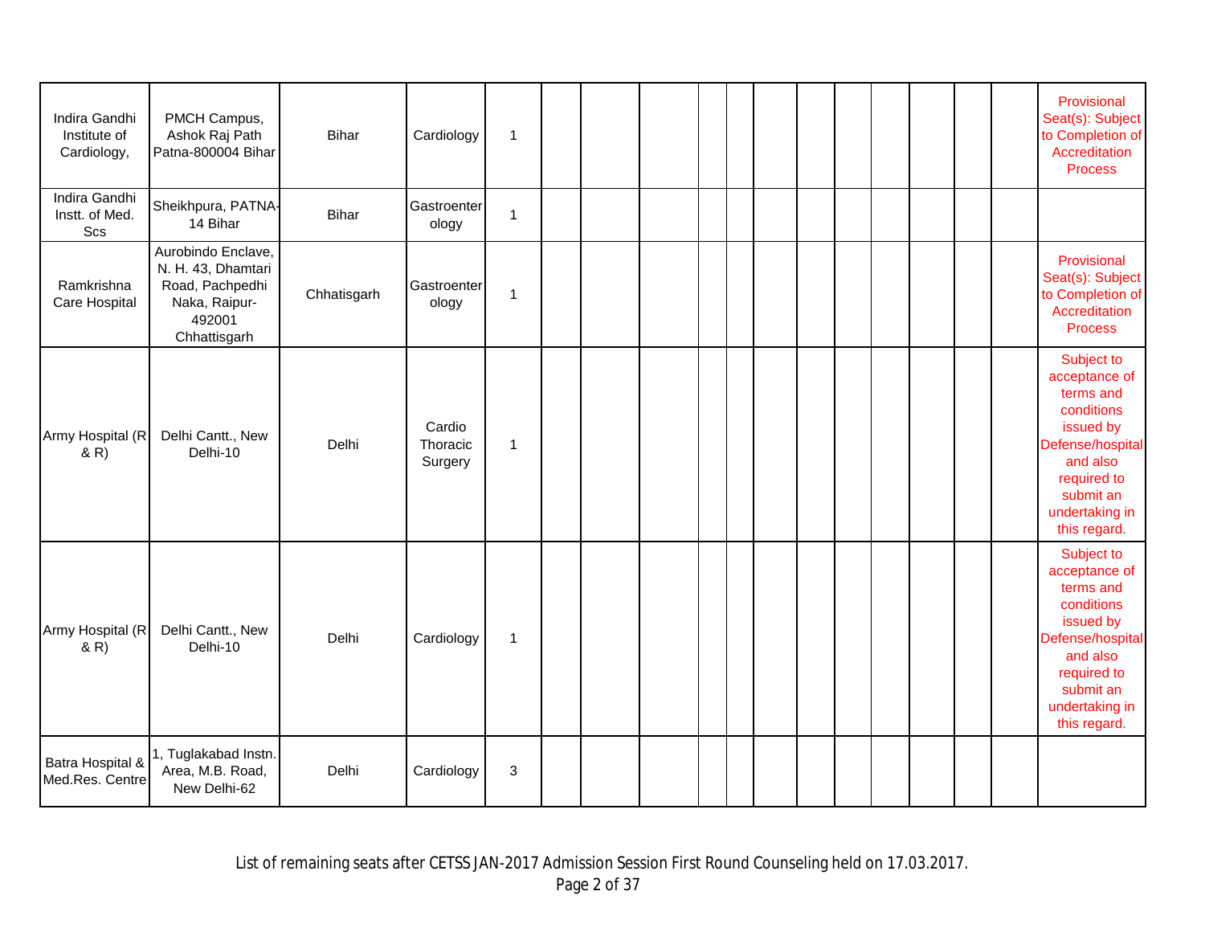| | | | | | | | | | | | | | | | | | |
|---|---|---|---|---|---|---|---|---|---|---|---|---|---|---|---|---|---|
| Indira Gandhi Institute of Cardiology, | PMCH Campus, Ashok Raj Path Patna-800004 Bihar | Bihar | Cardiology | 1 | | | | | | | | | | | | | Provisional Seat(s): Subject to Completion of Accreditation Process |
| Indira Gandhi Instt. of Med. Scs | Sheikhpura, PATNA-14 Bihar | Bihar | Gastroenterology | 1 | | | | | | | | | | | | | |
| Ramkrishna Care Hospital | Aurobindo Enclave, N. H. 43, Dhamtari Road, Pachpedhi Naka, Raipur-492001 Chhattisgarh | Chhatisgarh | Gastroenterology | 1 | | | | | | | | | | | | | Provisional Seat(s): Subject to Completion of Accreditation Process |
| Army Hospital (R & R) | Delhi Cantt., New Delhi-10 | Delhi | Cardio Thoracic Surgery | 1 | | | | | | | | | | | | | Subject to acceptance of terms and conditions issued by Defense/hospital and also required to submit an undertaking in this regard. |
| Army Hospital (R & R) | Delhi Cantt., New Delhi-10 | Delhi | Cardiology | 1 | | | | | | | | | | | | | Subject to acceptance of terms and conditions issued by Defense/hospital and also required to submit an undertaking in this regard. |
| Batra Hospital & Med.Res. Centre | 1, Tuglakabad Instn. Area, M.B. Road, New Delhi-62 | Delhi | Cardiology | 3 | | | | | | | | | | | | | |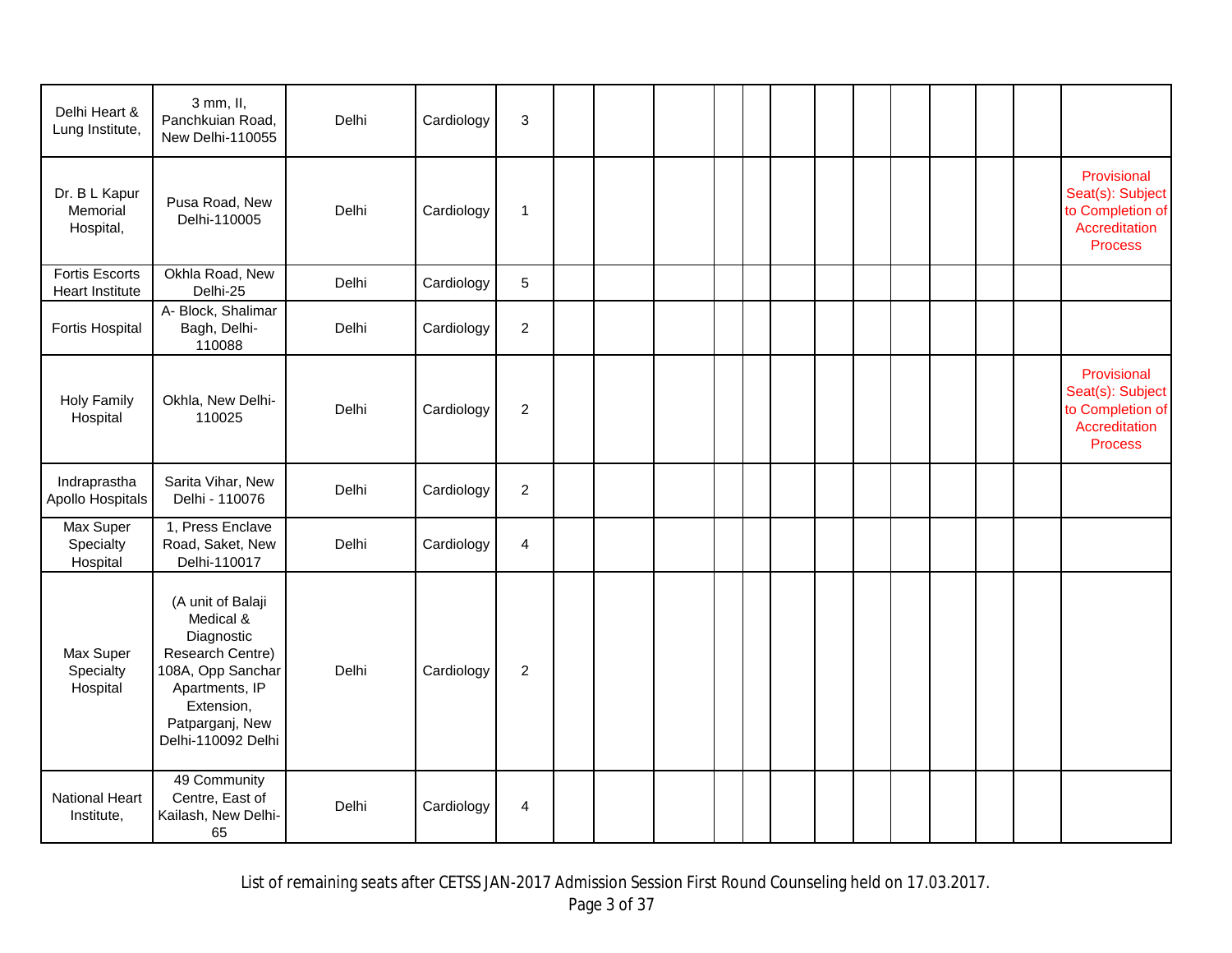| | | | | | | | | | | | | | | | | | |
|---|---|---|---|---|---|---|---|---|---|---|---|---|---|---|---|---|---|
| Delhi Heart & Lung Institute, | 3 mm, II, Panchkuian Road, New Delhi-110055 | Delhi | Cardiology | 3 | | | | | | | | | | | | | |
| Dr. B L Kapur Memorial Hospital, | Pusa Road, New Delhi-110005 | Delhi | Cardiology | 1 | | | | | | | | | | | | | Provisional Seat(s): Subject to Completion of Accreditation Process |
| Fortis Escorts Heart Institute | Okhla Road, New Delhi-25 | Delhi | Cardiology | 5 | | | | | | | | | | | | | |
| Fortis Hospital | A- Block, Shalimar Bagh, Delhi-110088 | Delhi | Cardiology | 2 | | | | | | | | | | | | | |
| Holy Family Hospital | Okhla, New Delhi-110025 | Delhi | Cardiology | 2 | | | | | | | | | | | | | Provisional Seat(s): Subject to Completion of Accreditation Process |
| Indraprastha Apollo Hospitals | Sarita Vihar, New Delhi - 110076 | Delhi | Cardiology | 2 | | | | | | | | | | | | | |
| Max Super Specialty Hospital | 1, Press Enclave Road, Saket, New Delhi-110017 | Delhi | Cardiology | 4 | | | | | | | | | | | | | |
| Max Super Specialty Hospital | (A unit of Balaji Medical & Diagnostic Research Centre) 108A, Opp Sanchar Apartments, IP Extension, Patparganj, New Delhi-110092 Delhi | Delhi | Cardiology | 2 | | | | | | | | | | | | | |
| National Heart Institute, | 49 Community Centre, East of Kailash, New Delhi-65 | Delhi | Cardiology | 4 | | | | | | | | | | | | | |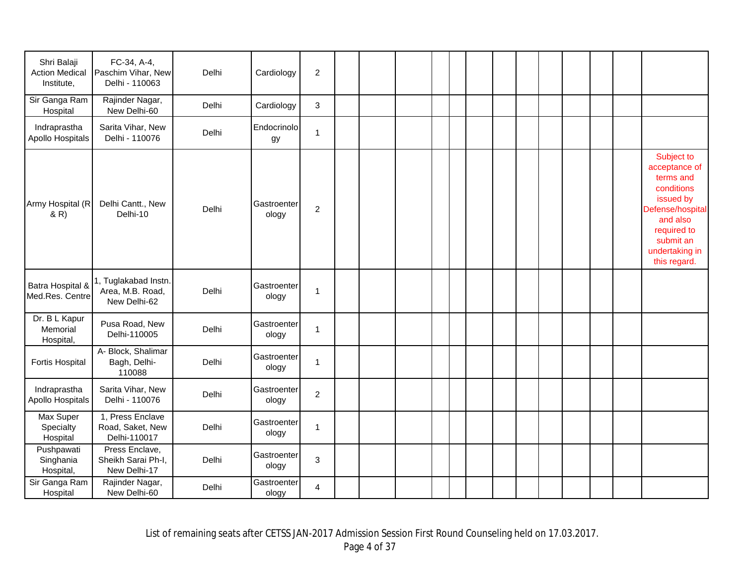| | | | | | | | | | | | | | | | | | |
|---|---|---|---|---|---|---|---|---|---|---|---|---|---|---|---|---|---|
| Shri Balaji Action Medical Institute, | FC-34, A-4, Paschim Vihar, New Delhi - 110063 | Delhi | Cardiology | 2 | | | | | | | | | | | | | |
| Sir Ganga Ram Hospital | Rajinder Nagar, New Delhi-60 | Delhi | Cardiology | 3 | | | | | | | | | | | | | |
| Indraprastha Apollo Hospitals | Sarita Vihar, New Delhi - 110076 | Delhi | Endocrinology | 1 | | | | | | | | | | | | | |
| Army Hospital (R & R) | Delhi Cantt., New Delhi-10 | Delhi | Gastroenterology | 2 | | | | | | | | | | | | | Subject to acceptance of terms and conditions issued by Defense/hospital and also required to submit an undertaking in this regard. |
| Batra Hospital & Med.Res. Centre | 1, Tuglakabad Instn. Area, M.B. Road, New Delhi-62 | Delhi | Gastroenterology | 1 | | | | | | | | | | | | | |
| Dr. B L Kapur Memorial Hospital, | Pusa Road, New Delhi-110005 | Delhi | Gastroenterology | 1 | | | | | | | | | | | | | |
| Fortis Hospital | A- Block, Shalimar Bagh, Delhi-110088 | Delhi | Gastroenterology | 1 | | | | | | | | | | | | | |
| Indraprastha Apollo Hospitals | Sarita Vihar, New Delhi - 110076 | Delhi | Gastroenterology | 2 | | | | | | | | | | | | | |
| Max Super Specialty Hospital | 1, Press Enclave Road, Saket, New Delhi-110017 | Delhi | Gastroenterology | 1 | | | | | | | | | | | | | |
| Pushpawati Singhania Hospital, | Press Enclave, Sheikh Sarai Ph-I, New Delhi-17 | Delhi | Gastroenterology | 3 | | | | | | | | | | | | | |
| Sir Ganga Ram Hospital | Rajinder Nagar, New Delhi-60 | Delhi | Gastroenterology | 4 | | | | | | | | | | | | | |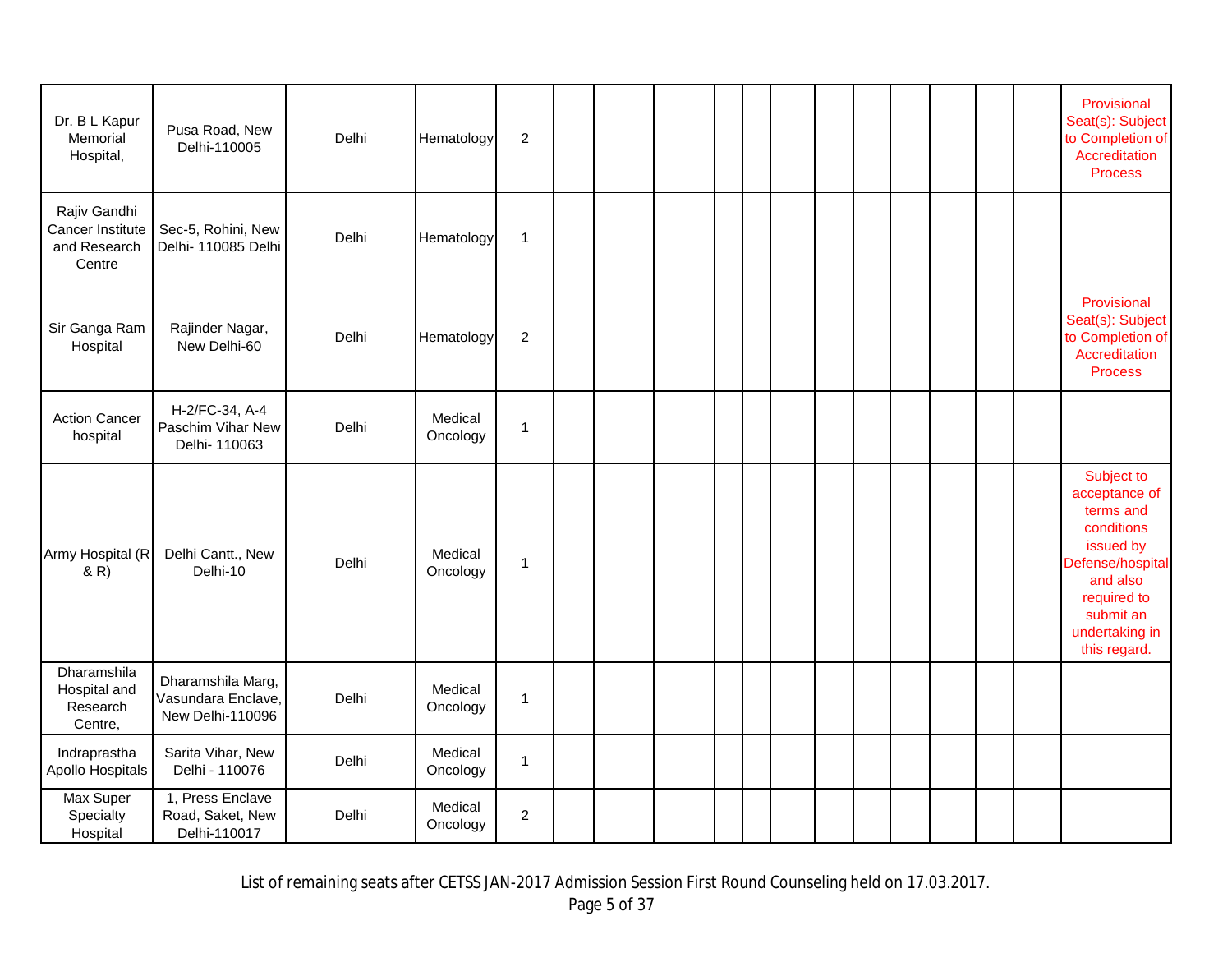| | | | | | | | | | | | | | | | | | |
|---|---|---|---|---|---|---|---|---|---|---|---|---|---|---|---|---|---|
| Dr. B L Kapur Memorial Hospital, | Pusa Road, New Delhi-110005 | Delhi | Hematology | 2 | | | | | | | | | | | | | Provisional Seat(s): Subject to Completion of Accreditation Process |
| Rajiv Gandhi Cancer Institute and Research Centre | Sec-5, Rohini, New Delhi- 110085 Delhi | Delhi | Hematology | 1 | | | | | | | | | | | | | |
| Sir Ganga Ram Hospital | Rajinder Nagar, New Delhi-60 | Delhi | Hematology | 2 | | | | | | | | | | | | | Provisional Seat(s): Subject to Completion of Accreditation Process |
| Action Cancer hospital | H-2/FC-34, A-4 Paschim Vihar New Delhi- 110063 | Delhi | Medical Oncology | 1 | | | | | | | | | | | | | |
| Army Hospital (R & R) | Delhi Cantt., New Delhi-10 | Delhi | Medical Oncology | 1 | | | | | | | | | | | | | Subject to acceptance of terms and conditions issued by Defense/hospital and also required to submit an undertaking in this regard. |
| Dharamshila Hospital and Research Centre, | Dharamshila Marg, Vasundara Enclave, New Delhi-110096 | Delhi | Medical Oncology | 1 | | | | | | | | | | | | | |
| Indraprastha Apollo Hospitals | Sarita Vihar, New Delhi - 110076 | Delhi | Medical Oncology | 1 | | | | | | | | | | | | | |
| Max Super Specialty Hospital | 1, Press Enclave Road, Saket, New Delhi-110017 | Delhi | Medical Oncology | 2 | | | | | | | | | | | | | |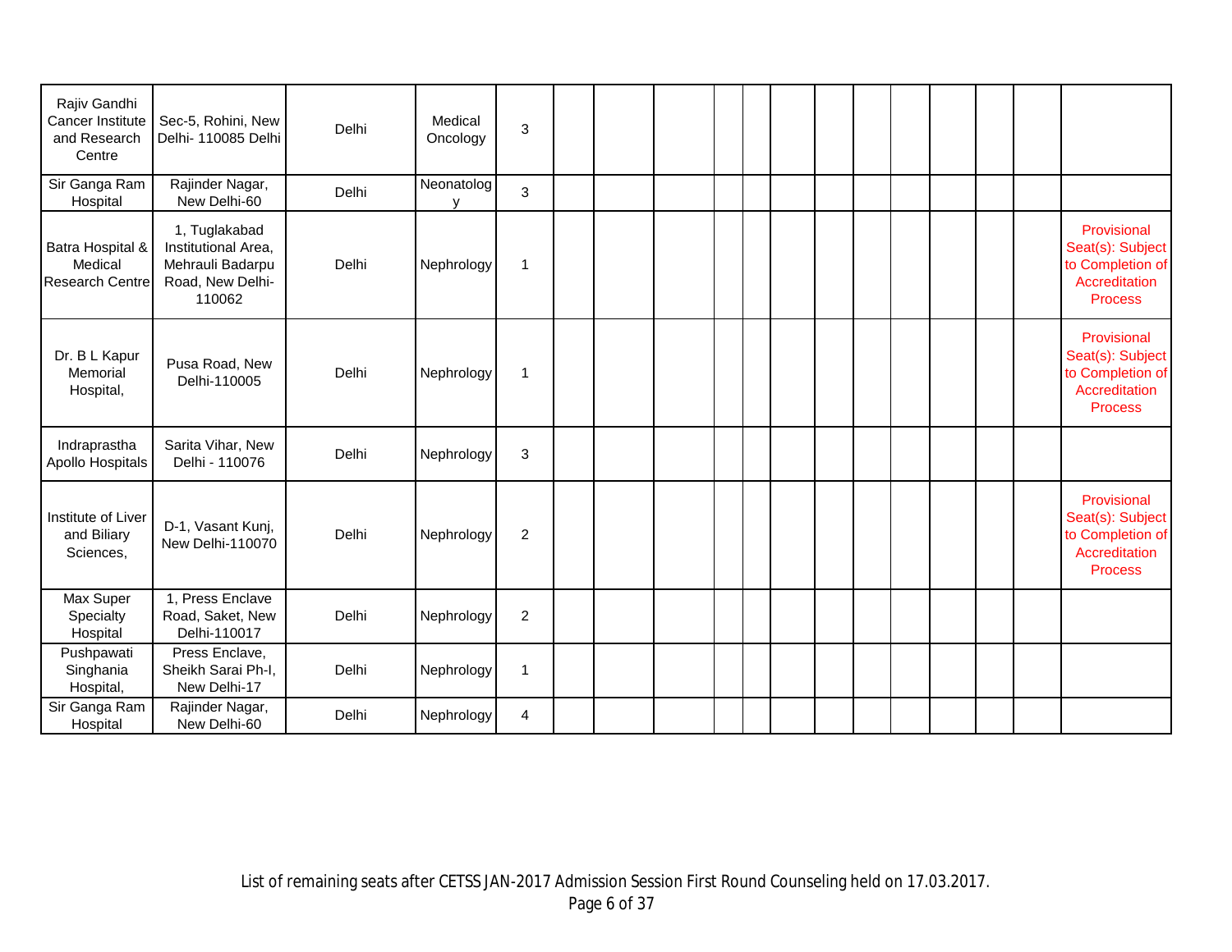| | | | | | | | | | | | | | | | | | |
|---|---|---|---|---|---|---|---|---|---|---|---|---|---|---|---|---|---|
| Rajiv Gandhi Cancer Institute and Research Centre | Sec-5, Rohini, New Delhi- 110085 Delhi | Delhi | Medical Oncology | 3 | | | | | | | | | | | | | |
| Sir Ganga Ram Hospital | Rajinder Nagar, New Delhi-60 | Delhi | Neonatology | 3 | | | | | | | | | | | | | |
| Batra Hospital & Medical Research Centre | 1, Tuglakabad Institutional Area, Mehrauli Badarpu Road, New Delhi-110062 | Delhi | Nephrology | 1 | | | | | | | | | | | | | Provisional Seat(s): Subject to Completion of Accreditation Process |
| Dr. B L Kapur Memorial Hospital, | Pusa Road, New Delhi-110005 | Delhi | Nephrology | 1 | | | | | | | | | | | | | Provisional Seat(s): Subject to Completion of Accreditation Process |
| Indraprastha Apollo Hospitals | Sarita Vihar, New Delhi - 110076 | Delhi | Nephrology | 3 | | | | | | | | | | | | | |
| Institute of Liver and Biliary Sciences, | D-1, Vasant Kunj, New Delhi-110070 | Delhi | Nephrology | 2 | | | | | | | | | | | | | Provisional Seat(s): Subject to Completion of Accreditation Process |
| Max Super Specialty Hospital | 1, Press Enclave Road, Saket, New Delhi-110017 | Delhi | Nephrology | 2 | | | | | | | | | | | | | |
| Pushpawati Singhania Hospital, | Press Enclave, Sheikh Sarai Ph-I, New Delhi-17 | Delhi | Nephrology | 1 | | | | | | | | | | | | | |
| Sir Ganga Ram Hospital | Rajinder Nagar, New Delhi-60 | Delhi | Nephrology | 4 | | | | | | | | | | | | | |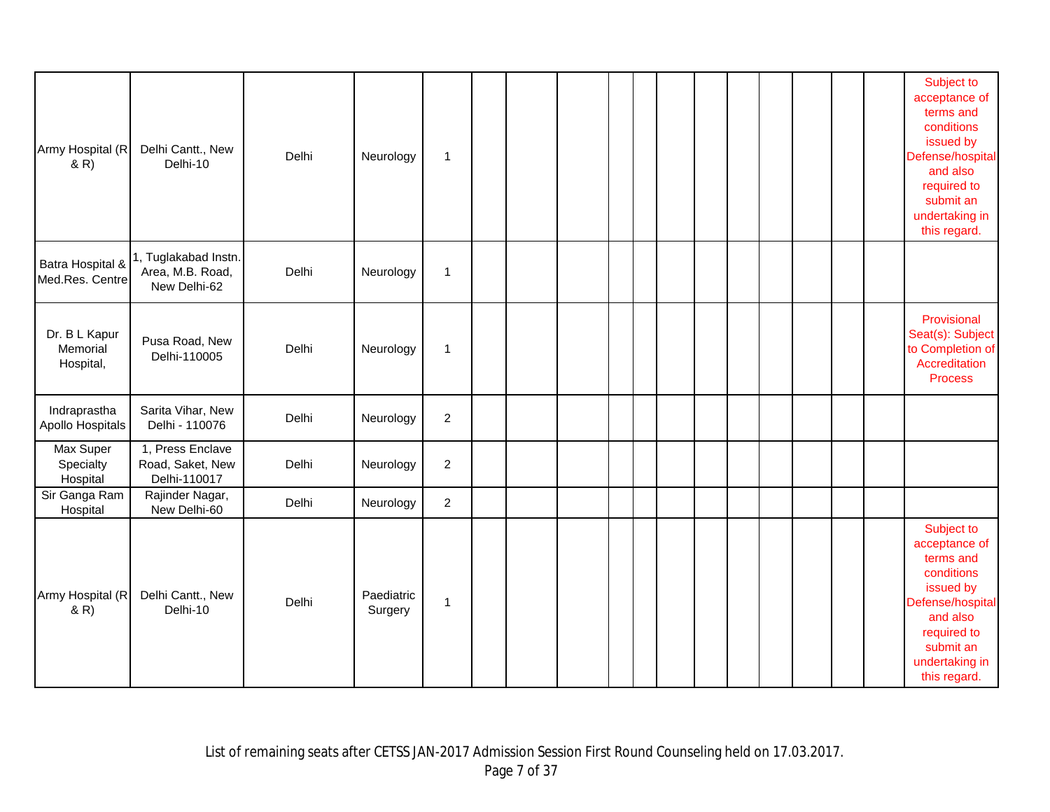| | | | | | | | | | | | | | | | | | |
|---|---|---|---|---|---|---|---|---|---|---|---|---|---|---|---|---|---|
| Army Hospital (R & R) | Delhi Cantt., New Delhi-10 | Delhi | Neurology | 1 | | | | | | | | | | | | | Subject to acceptance of terms and conditions issued by Defense/hospital and also required to submit an undertaking in this regard. |
| Batra Hospital & Med.Res. Centre | 1, Tuglakabad Instn. Area, M.B. Road, New Delhi-62 | Delhi | Neurology | 1 | | | | | | | | | | | | | |
| Dr. B L Kapur Memorial Hospital, | Pusa Road, New Delhi-110005 | Delhi | Neurology | 1 | | | | | | | | | | | | | Provisional Seat(s): Subject to Completion of Accreditation Process |
| Indraprastha Apollo Hospitals | Sarita Vihar, New Delhi - 110076 | Delhi | Neurology | 2 | | | | | | | | | | | | | |
| Max Super Specialty Hospital | 1, Press Enclave Road, Saket, New Delhi-110017 | Delhi | Neurology | 2 | | | | | | | | | | | | | |
| Sir Ganga Ram Hospital | Rajinder Nagar, New Delhi-60 | Delhi | Neurology | 2 | | | | | | | | | | | | | |
| Army Hospital (R & R) | Delhi Cantt., New Delhi-10 | Delhi | Paediatric Surgery | 1 | | | | | | | | | | | | | Subject to acceptance of terms and conditions issued by Defense/hospital and also required to submit an undertaking in this regard. |

List of remaining seats after CETSS JAN-2017 Admission Session First Round Counseling held on 17.03.2017.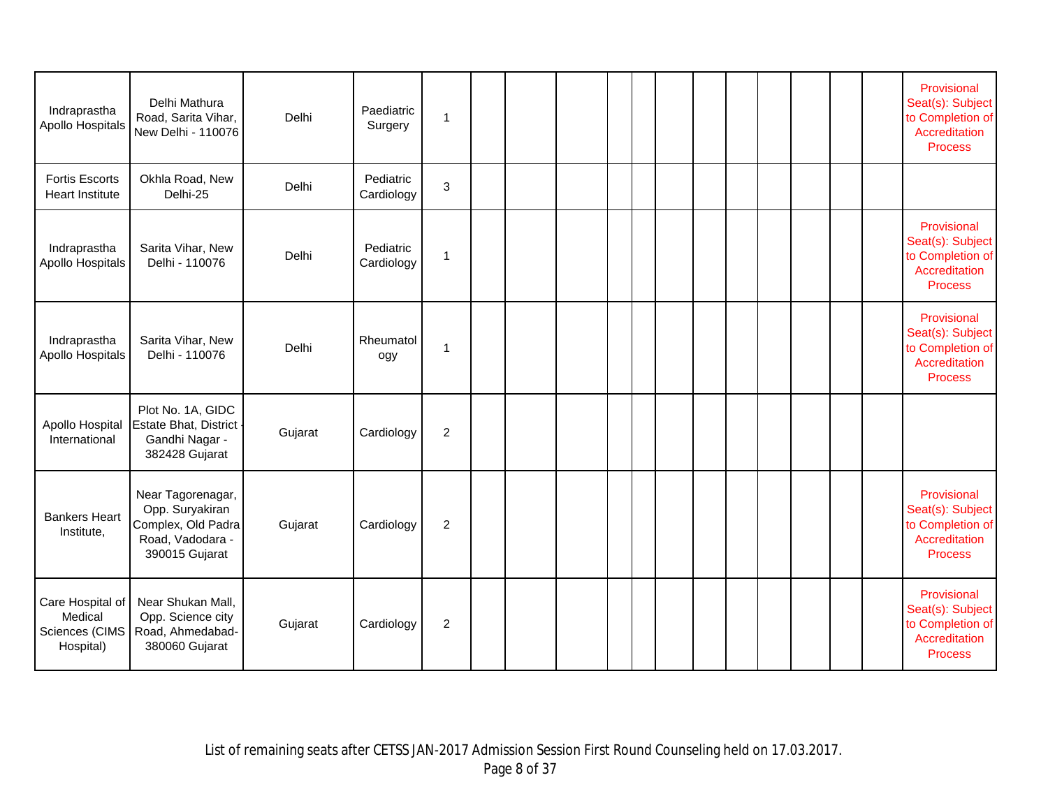| | | | | | | | | | | | | | | | | | |
|---|---|---|---|---|---|---|---|---|---|---|---|---|---|---|---|---|---|
| Indraprastha Apollo Hospitals | Delhi Mathura Road, Sarita Vihar, New Delhi - 110076 | Delhi | Paediatric Surgery | 1 | | | | | | | | | | | | | Provisional Seat(s): Subject to Completion of Accreditation Process |
| Fortis Escorts Heart Institute | Okhla Road, New Delhi-25 | Delhi | Pediatric Cardiology | 3 | | | | | | | | | | | | | |
| Indraprastha Apollo Hospitals | Sarita Vihar, New Delhi - 110076 | Delhi | Pediatric Cardiology | 1 | | | | | | | | | | | | | Provisional Seat(s): Subject to Completion of Accreditation Process |
| Indraprastha Apollo Hospitals | Sarita Vihar, New Delhi - 110076 | Delhi | Rheumatology | 1 | | | | | | | | | | | | | Provisional Seat(s): Subject to Completion of Accreditation Process |
| Apollo Hospital International | Plot No. 1A, GIDC Estate Bhat, District - Gandhi Nagar - 382428 Gujarat | Gujarat | Cardiology | 2 | | | | | | | | | | | | | |
| Bankers Heart Institute, | Near Tagorenagar, Opp. Suryakiran Complex, Old Padra Road, Vadodara - 390015 Gujarat | Gujarat | Cardiology | 2 | | | | | | | | | | | | | Provisional Seat(s): Subject to Completion of Accreditation Process |
| Care Hospital of Medical Sciences (CIMS Hospital) | Near Shukan Mall, Opp. Science city Road, Ahmedabad-380060 Gujarat | Gujarat | Cardiology | 2 | | | | | | | | | | | | | Provisional Seat(s): Subject to Completion of Accreditation Process |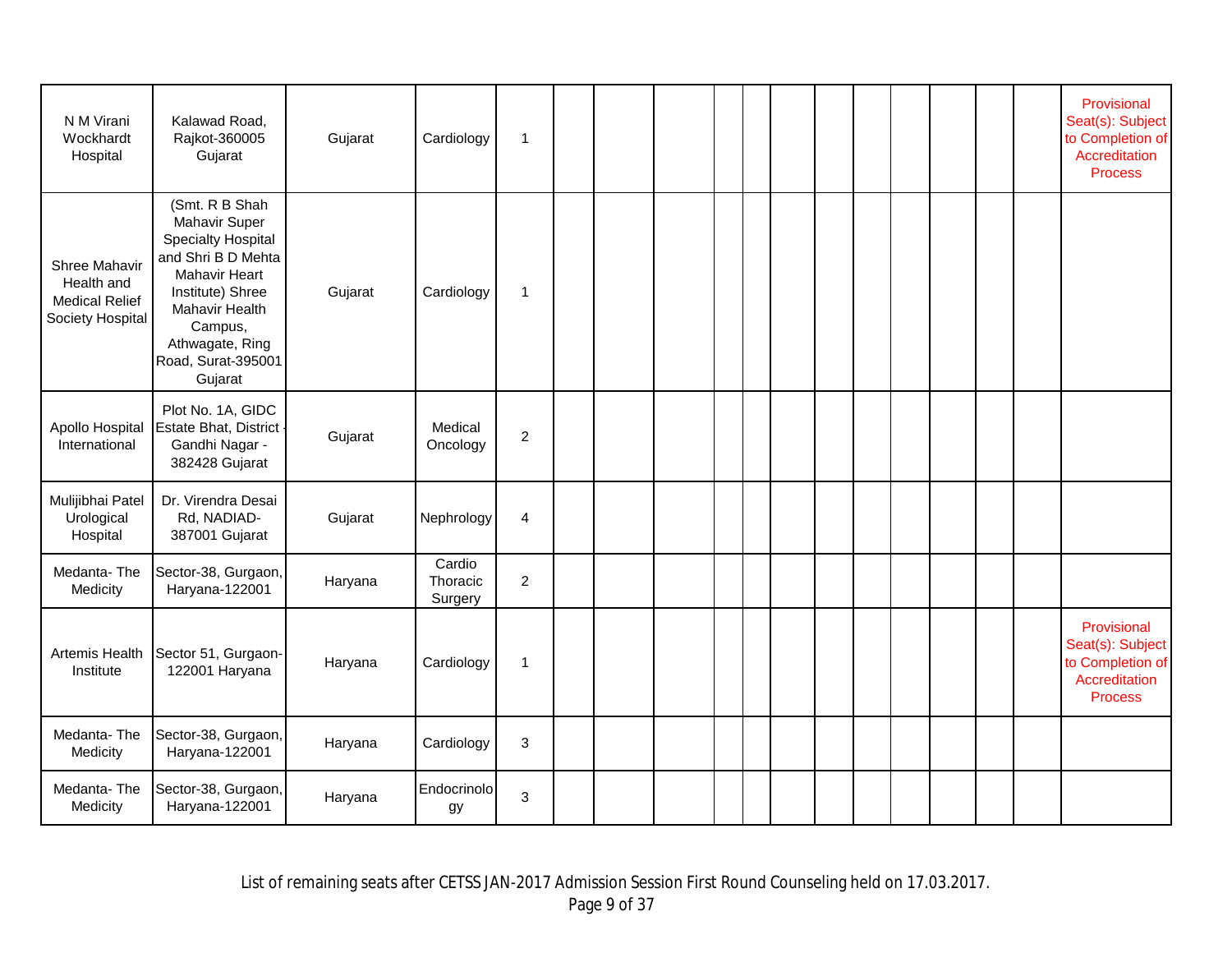| | | | | | | | | | | | | | | | | | |
|---|---|---|---|---|---|---|---|---|---|---|---|---|---|---|---|---|---|
| N M Virani Wockhardt Hospital | Kalawad Road, Rajkot-360005 Gujarat | Gujarat | Cardiology | 1 | | | | | | | | | | | | | Provisional Seat(s): Subject to Completion of Accreditation Process |
| Shree Mahavir Health and Medical Relief Society Hospital | (Smt. R B Shah Mahavir Super Specialty Hospital and Shri B D Mehta Mahavir Heart Institute) Shree Mahavir Health Campus, Athwagate, Ring Road, Surat-395001 Gujarat | Gujarat | Cardiology | 1 | | | | | | | | | | | | | |
| Apollo Hospital International | Plot No. 1A, GIDC Estate Bhat, District - Gandhi Nagar - 382428 Gujarat | Gujarat | Medical Oncology | 2 | | | | | | | | | | | | | |
| Mulijibhai Patel Urological Hospital | Dr. Virendra Desai Rd, NADIAD-387001 Gujarat | Gujarat | Nephrology | 4 | | | | | | | | | | | | | |
| Medanta- The Medicity | Sector-38, Gurgaon, Haryana-122001 | Haryana | Cardio Thoracic Surgery | 2 | | | | | | | | | | | | | |
| Artemis Health Institute | Sector 51, Gurgaon-122001 Haryana | Haryana | Cardiology | 1 | | | | | | | | | | | | | Provisional Seat(s): Subject to Completion of Accreditation Process |
| Medanta- The Medicity | Sector-38, Gurgaon, Haryana-122001 | Haryana | Cardiology | 3 | | | | | | | | | | | | | |
| Medanta- The Medicity | Sector-38, Gurgaon, Haryana-122001 | Haryana | Endocrinology | 3 | | | | | | | | | | | | | |

List of remaining seats after CETSS JAN-2017 Admission Session First Round Counseling held on 17.03.2017.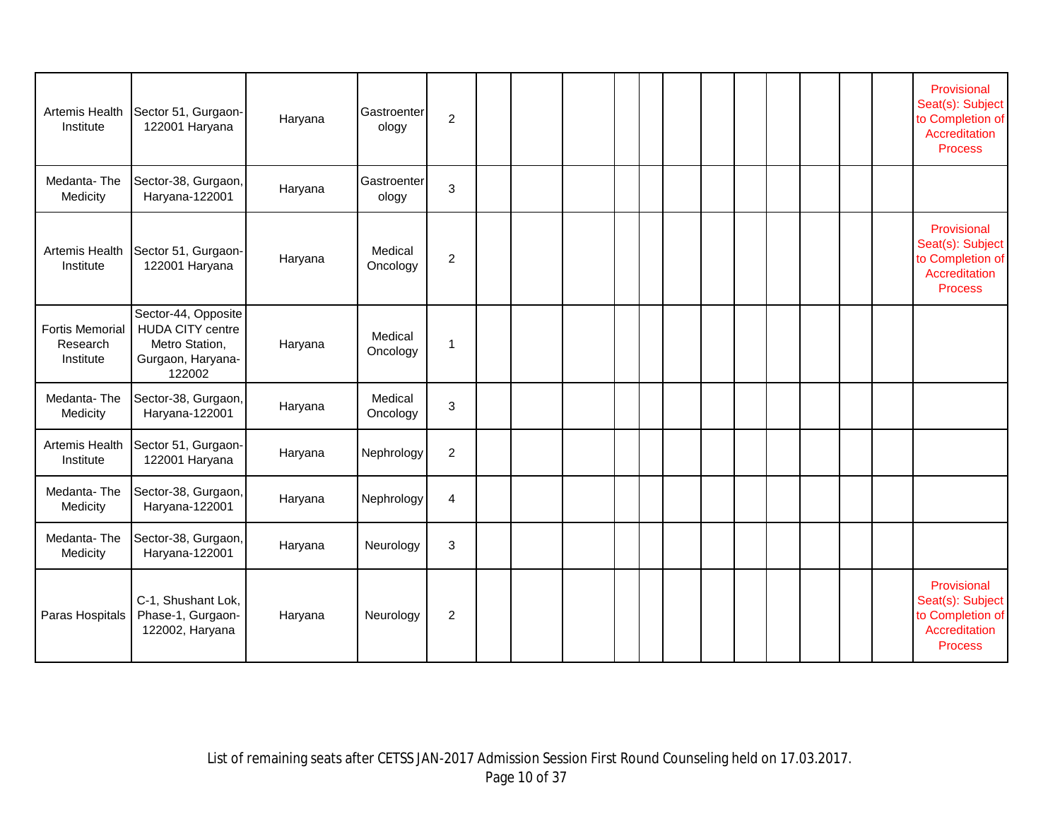| | | | | | | | | | | | | | | | | | |
|---|---|---|---|---|---|---|---|---|---|---|---|---|---|---|---|---|---|
| Artemis Health Institute | Sector 51, Gurgaon-122001 Haryana | Haryana | Gastroenterology | 2 | | | | | | | | | | | | | Provisional Seat(s): Subject to Completion of Accreditation Process |
| Medanta- The Medicity | Sector-38, Gurgaon, Haryana-122001 | Haryana | Gastroenterology | 3 | | | | | | | | | | | | | |
| Artemis Health Institute | Sector 51, Gurgaon-122001 Haryana | Haryana | Medical Oncology | 2 | | | | | | | | | | | | | Provisional Seat(s): Subject to Completion of Accreditation Process |
| Fortis Memorial Research Institute | Sector-44, Opposite HUDA CITY centre Metro Station, Gurgaon, Haryana-122002 | Haryana | Medical Oncology | 1 | | | | | | | | | | | | | |
| Medanta- The Medicity | Sector-38, Gurgaon, Haryana-122001 | Haryana | Medical Oncology | 3 | | | | | | | | | | | | | |
| Artemis Health Institute | Sector 51, Gurgaon-122001 Haryana | Haryana | Nephrology | 2 | | | | | | | | | | | | | |
| Medanta- The Medicity | Sector-38, Gurgaon, Haryana-122001 | Haryana | Nephrology | 4 | | | | | | | | | | | | | |
| Medanta- The Medicity | Sector-38, Gurgaon, Haryana-122001 | Haryana | Neurology | 3 | | | | | | | | | | | | | |
| Paras Hospitals | C-1, Shushant Lok, Phase-1, Gurgaon-122002, Haryana | Haryana | Neurology | 2 | | | | | | | | | | | | | Provisional Seat(s): Subject to Completion of Accreditation Process |

List of remaining seats after CETSS JAN-2017 Admission Session First Round Counseling held on 17.03.2017.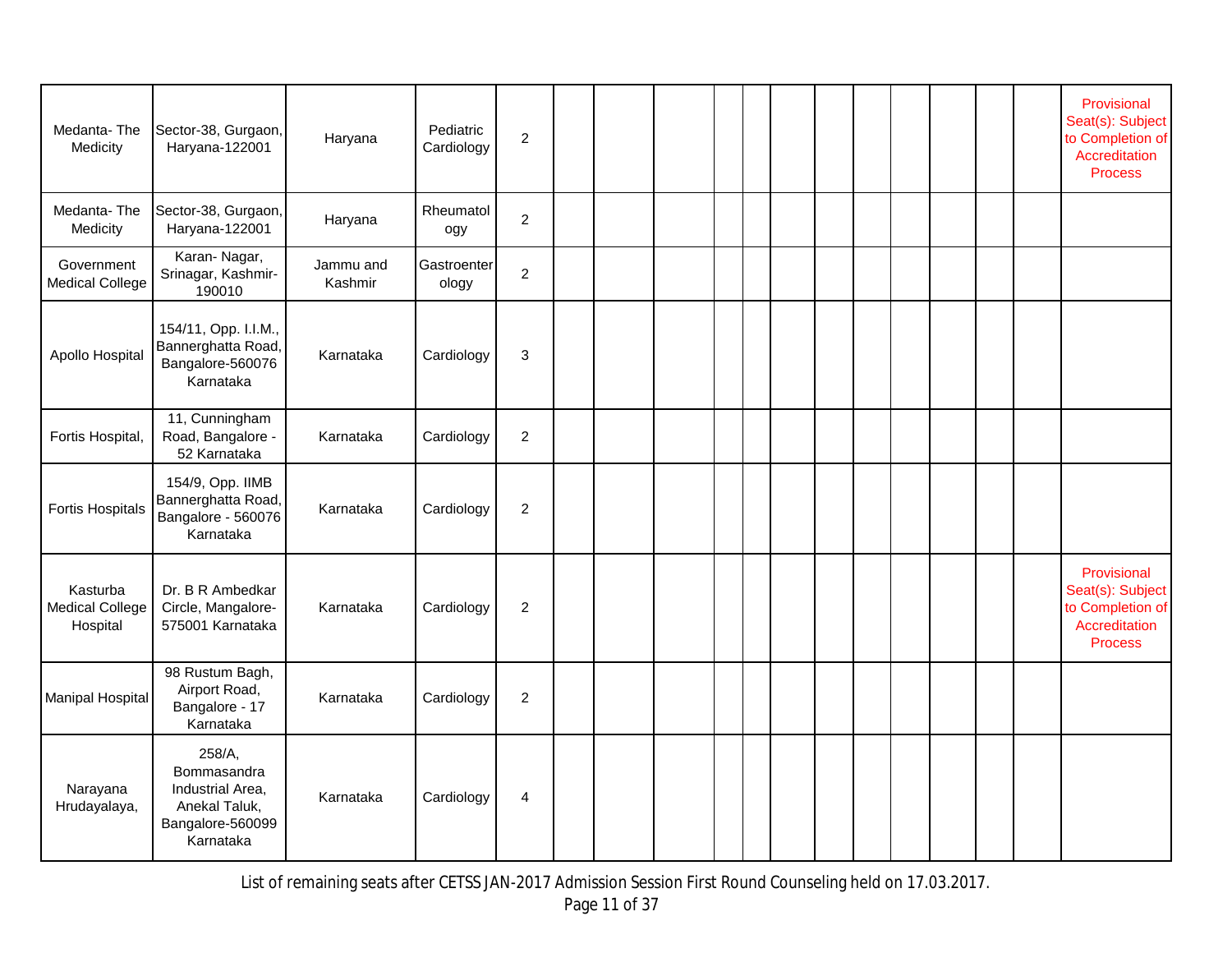| | | | | | | | | | | | | | | | | | |
|---|---|---|---|---|---|---|---|---|---|---|---|---|---|---|---|---|---|
| Medanta- The Medicity | Sector-38, Gurgaon, Haryana-122001 | Haryana | Pediatric Cardiology | 2 | | | | | | | | | | | | | Provisional Seat(s): Subject to Completion of Accreditation Process |
| Medanta- The Medicity | Sector-38, Gurgaon, Haryana-122001 | Haryana | Rheumatology | 2 | | | | | | | | | | | | | |
| Government Medical College | Karan- Nagar, Srinagar, Kashmir-190010 | Jammu and Kashmir | Gastroenterology | 2 | | | | | | | | | | | | | |
| Apollo Hospital | 154/11, Opp. I.I.M., Bannerghatta Road, Bangalore-560076 Karnataka | Karnataka | Cardiology | 3 | | | | | | | | | | | | | |
| Fortis Hospital, | 11, Cunningham Road, Bangalore - 52 Karnataka | Karnataka | Cardiology | 2 | | | | | | | | | | | | | |
| Fortis Hospitals | 154/9, Opp. IIMB Bannerghatta Road, Bangalore - 560076 Karnataka | Karnataka | Cardiology | 2 | | | | | | | | | | | | | |
| Kasturba Medical College Hospital | Dr. B R Ambedkar Circle, Mangalore-575001 Karnataka | Karnataka | Cardiology | 2 | | | | | | | | | | | | | Provisional Seat(s): Subject to Completion of Accreditation Process |
| Manipal Hospital | 98 Rustum Bagh, Airport Road, Bangalore - 17 Karnataka | Karnataka | Cardiology | 2 | | | | | | | | | | | | | |
| Narayana Hrudayalaya, | 258/A, Bommasandra Industrial Area, Anekal Taluk, Bangalore-560099 Karnataka | Karnataka | Cardiology | 4 | | | | | | | | | | | | | |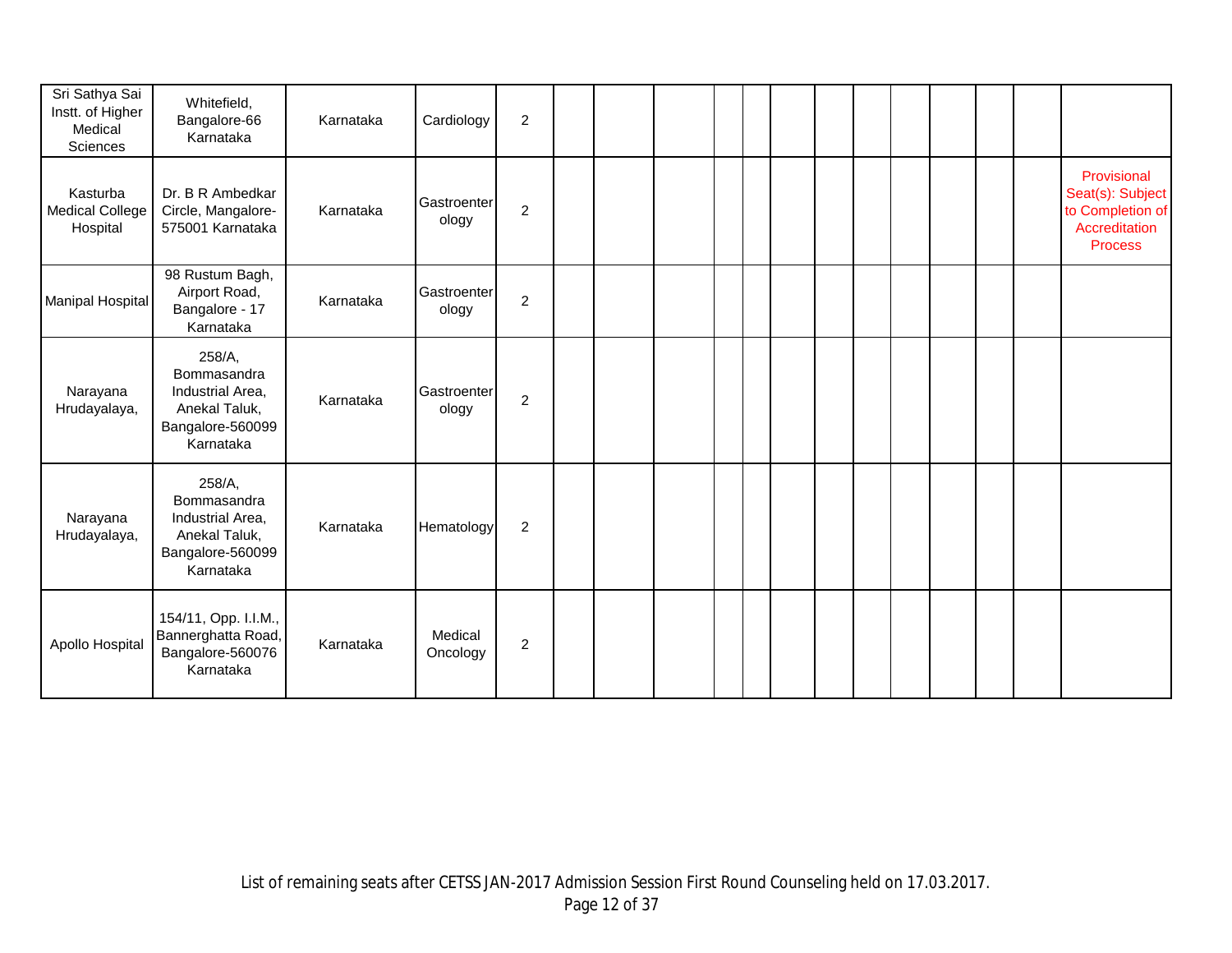| | | | | | | | | | | | | | | | | | |
|---|---|---|---|---|---|---|---|---|---|---|---|---|---|---|---|---|---|
| Sri Sathya Sai Instt. of Higher Medical Sciences | Whitefield, Bangalore-66 Karnataka | Karnataka | Cardiology | 2 | | | | | | | | | | | | | |
| Kasturba Medical College Hospital | Dr. B R Ambedkar Circle, Mangalore-575001 Karnataka | Karnataka | Gastroenterology | 2 | | | | | | | | | | | | | Provisional Seat(s): Subject to Completion of Accreditation Process |
| Manipal Hospital | 98 Rustum Bagh, Airport Road, Bangalore - 17 Karnataka | Karnataka | Gastroenterology | 2 | | | | | | | | | | | | | |
| Narayana Hrudayalaya, | 258/A, Bommasandra Industrial Area, Anekal Taluk, Bangalore-560099 Karnataka | Karnataka | Gastroenterology | 2 | | | | | | | | | | | | | |
| Narayana Hrudayalaya, | 258/A, Bommasandra Industrial Area, Anekal Taluk, Bangalore-560099 Karnataka | Karnataka | Hematology | 2 | | | | | | | | | | | | | |
| Apollo Hospital | 154/11, Opp. I.I.M., Bannerghatta Road, Bangalore-560076 Karnataka | Karnataka | Medical Oncology | 2 | | | | | | | | | | | | | |

List of remaining seats after CETSS JAN-2017 Admission Session First Round Counseling held on 17.03.2017.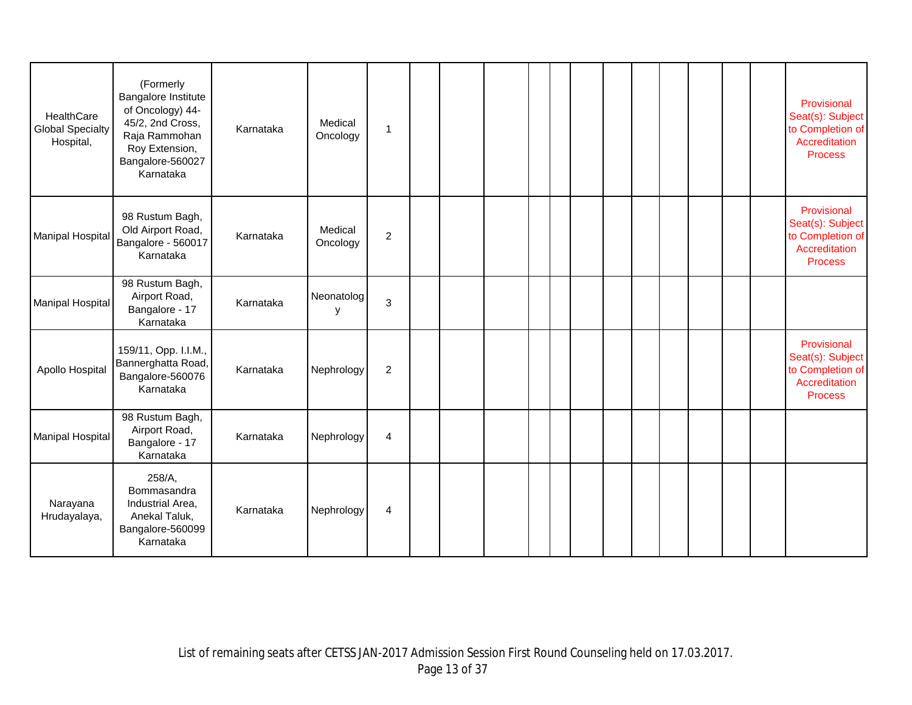| | | | | | | | | | | | | | | | | | |
|---|---|---|---|---|---|---|---|---|---|---|---|---|---|---|---|---|---|
| HealthCare Global Specialty Hospital, | (Formerly Bangalore Institute of Oncology) 44-45/2, 2nd Cross, Raja Rammohan Roy Extension, Bangalore-560027 Karnataka | Karnataka | Medical Oncology | 1 | | | | | | | | | | | | | Provisional Seat(s): Subject to Completion of Accreditation Process |
| Manipal Hospital | 98 Rustum Bagh, Old Airport Road, Bangalore - 560017 Karnataka | Karnataka | Medical Oncology | 2 | | | | | | | | | | | | | Provisional Seat(s): Subject to Completion of Accreditation Process |
| Manipal Hospital | 98 Rustum Bagh, Airport Road, Bangalore - 17 Karnataka | Karnataka | Neonatology | 3 | | | | | | | | | | | | | |
| Apollo Hospital | 159/11, Opp. I.I.M., Bannerghatta Road, Bangalore-560076 Karnataka | Karnataka | Nephrology | 2 | | | | | | | | | | | | | Provisional Seat(s): Subject to Completion of Accreditation Process |
| Manipal Hospital | 98 Rustum Bagh, Airport Road, Bangalore - 17 Karnataka | Karnataka | Nephrology | 4 | | | | | | | | | | | | | |
| Narayana Hrudayalaya, | 258/A, Bommasandra Industrial Area, Anekal Taluk, Bangalore-560099 Karnataka | Karnataka | Nephrology | 4 | | | | | | | | | | | | | |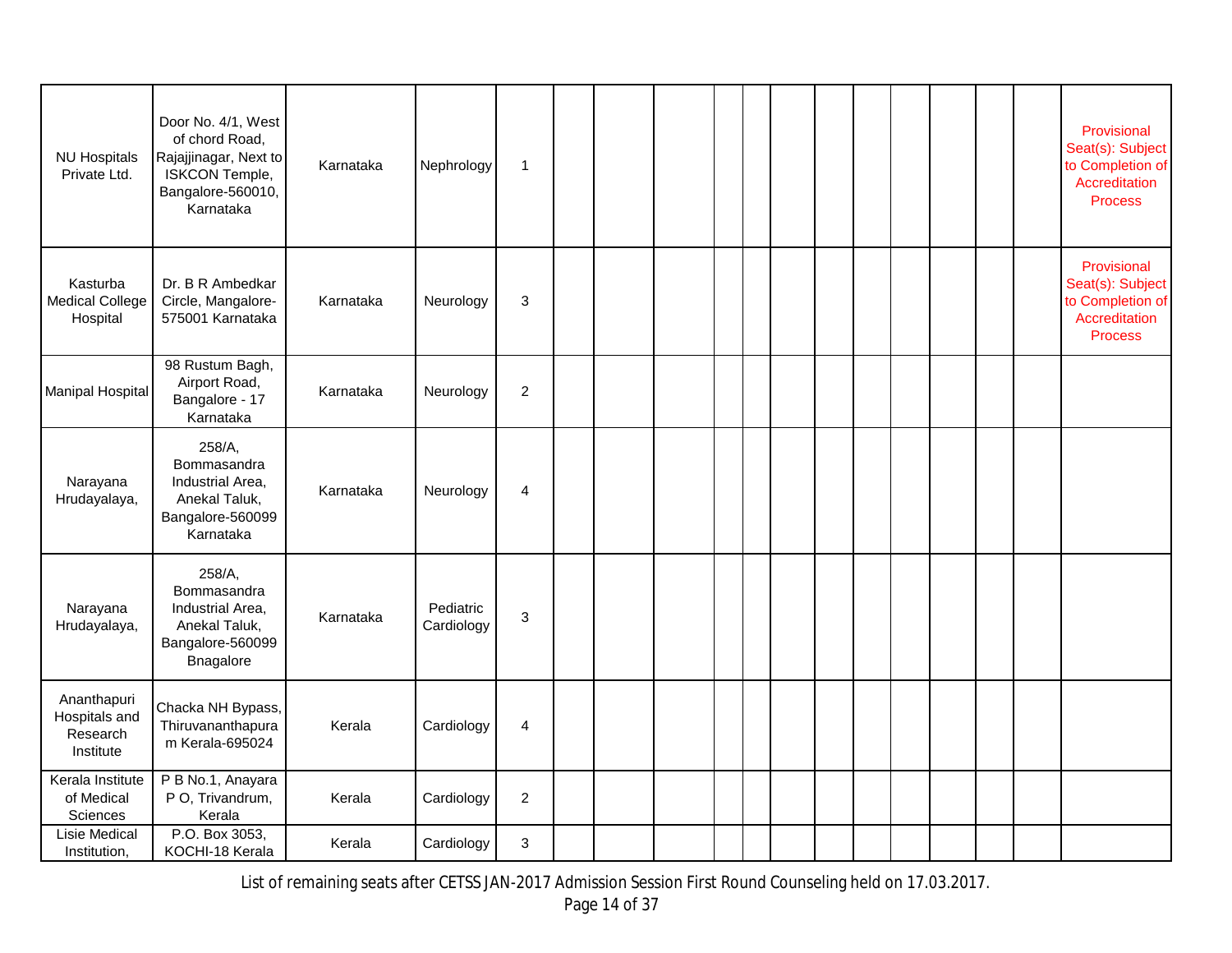| | | | | | | | | | | | | | | | | | |
|---|---|---|---|---|---|---|---|---|---|---|---|---|---|---|---|---|---|
| NU Hospitals Private Ltd. | Door No. 4/1, West of chord Road, Rajajjinagar, Next to ISKCON Temple, Bangalore-560010, Karnataka | Karnataka | Nephrology | 1 | | | | | | | | | | | | | Provisional Seat(s): Subject to Completion of Accreditation Process |
| Kasturba Medical College Hospital | Dr. B R Ambedkar Circle, Mangalore-575001 Karnataka | Karnataka | Neurology | 3 | | | | | | | | | | | | | Provisional Seat(s): Subject to Completion of Accreditation Process |
| Manipal Hospital | 98 Rustum Bagh, Airport Road, Bangalore - 17 Karnataka | Karnataka | Neurology | 2 | | | | | | | | | | | | | |
| Narayana Hrudayalaya, | 258/A, Bommasandra Industrial Area, Anekal Taluk, Bangalore-560099 Karnataka | Karnataka | Neurology | 4 | | | | | | | | | | | | | |
| Narayana Hrudayalaya, | 258/A, Bommasandra Industrial Area, Anekal Taluk, Bangalore-560099 Bnagalore | Karnataka | Pediatric Cardiology | 3 | | | | | | | | | | | | | |
| Ananthapuri Hospitals and Research Institute | Chacka NH Bypass, Thiruvananthapuram Kerala-695024 | Kerala | Cardiology | 4 | | | | | | | | | | | | | |
| Kerala Institute of Medical Sciences | P B No.1, Anayara P O, Trivandrum, Kerala | Kerala | Cardiology | 2 | | | | | | | | | | | | | |
| Lisie Medical Institution, | P.O. Box 3053, KOCHI-18 Kerala | Kerala | Cardiology | 3 | | | | | | | | | | | | | |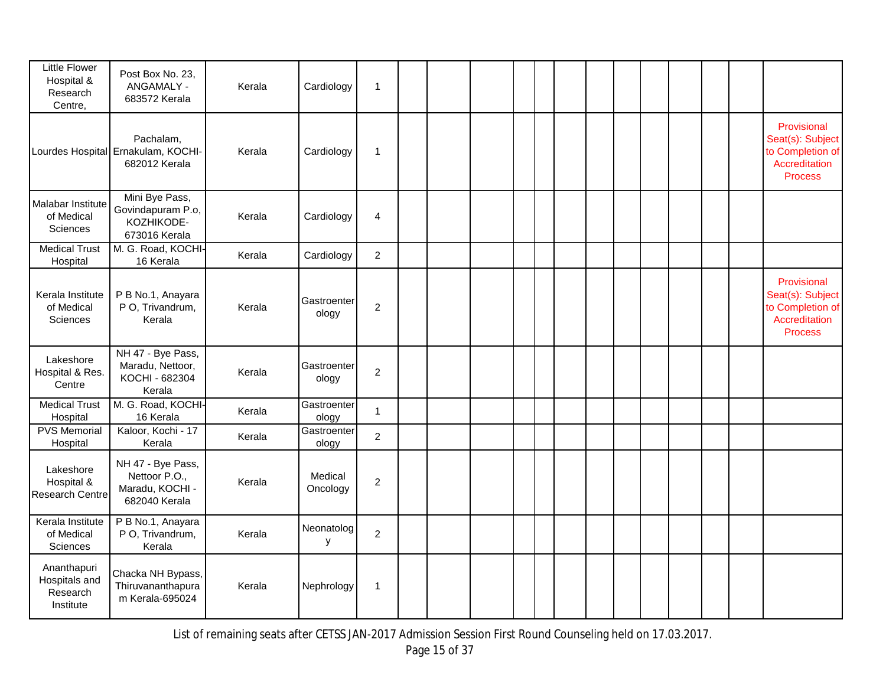| | | | | | | | | | | | | | | | | | |
|---|---|---|---|---|---|---|---|---|---|---|---|---|---|---|---|---|---|
| Little Flower Hospital & Research Centre, | Post Box No. 23, ANGAMALY - 683572 Kerala | Kerala | Cardiology | 1 | | | | | | | | | | | | | |
| Lourdes Hospital | Pachalam, Ernakulam, KOCHI-682012 Kerala | Kerala | Cardiology | 1 | | | | | | | | | | | | | Provisional Seat(s): Subject to Completion of Accreditation Process |
| Malabar Institute of Medical Sciences | Mini Bye Pass, Govindapuram P.o, KOZHIKODE-673016 Kerala | Kerala | Cardiology | 4 | | | | | | | | | | | | | |
| Medical Trust Hospital | M. G. Road, KOCHI-16 Kerala | Kerala | Cardiology | 2 | | | | | | | | | | | | | |
| Kerala Institute of Medical Sciences | P B No.1, Anayara P O, Trivandrum, Kerala | Kerala | Gastroenterology | 2 | | | | | | | | | | | | | Provisional Seat(s): Subject to Completion of Accreditation Process |
| Lakeshore Hospital & Res. Centre | NH 47 - Bye Pass, Maradu, Nettoor, KOCHI - 682304 Kerala | Kerala | Gastroenterology | 2 | | | | | | | | | | | | | |
| Medical Trust Hospital | M. G. Road, KOCHI-16 Kerala | Kerala | Gastroenterology | 1 | | | | | | | | | | | | | |
| PVS Memorial Hospital | Kaloor, Kochi - 17 Kerala | Kerala | Gastroenterology | 2 | | | | | | | | | | | | | |
| Lakeshore Hospital & Research Centre | NH 47 - Bye Pass, Nettoor P.O., Maradu, KOCHI - 682040 Kerala | Kerala | Medical Oncology | 2 | | | | | | | | | | | | | |
| Kerala Institute of Medical Sciences | P B No.1, Anayara P O, Trivandrum, Kerala | Kerala | Neonatology | 2 | | | | | | | | | | | | | |
| Ananthapuri Hospitals and Research Institute | Chacka NH Bypass, Thiruvananthapuram Kerala-695024 | Kerala | Nephrology | 1 | | | | | | | | | | | | | |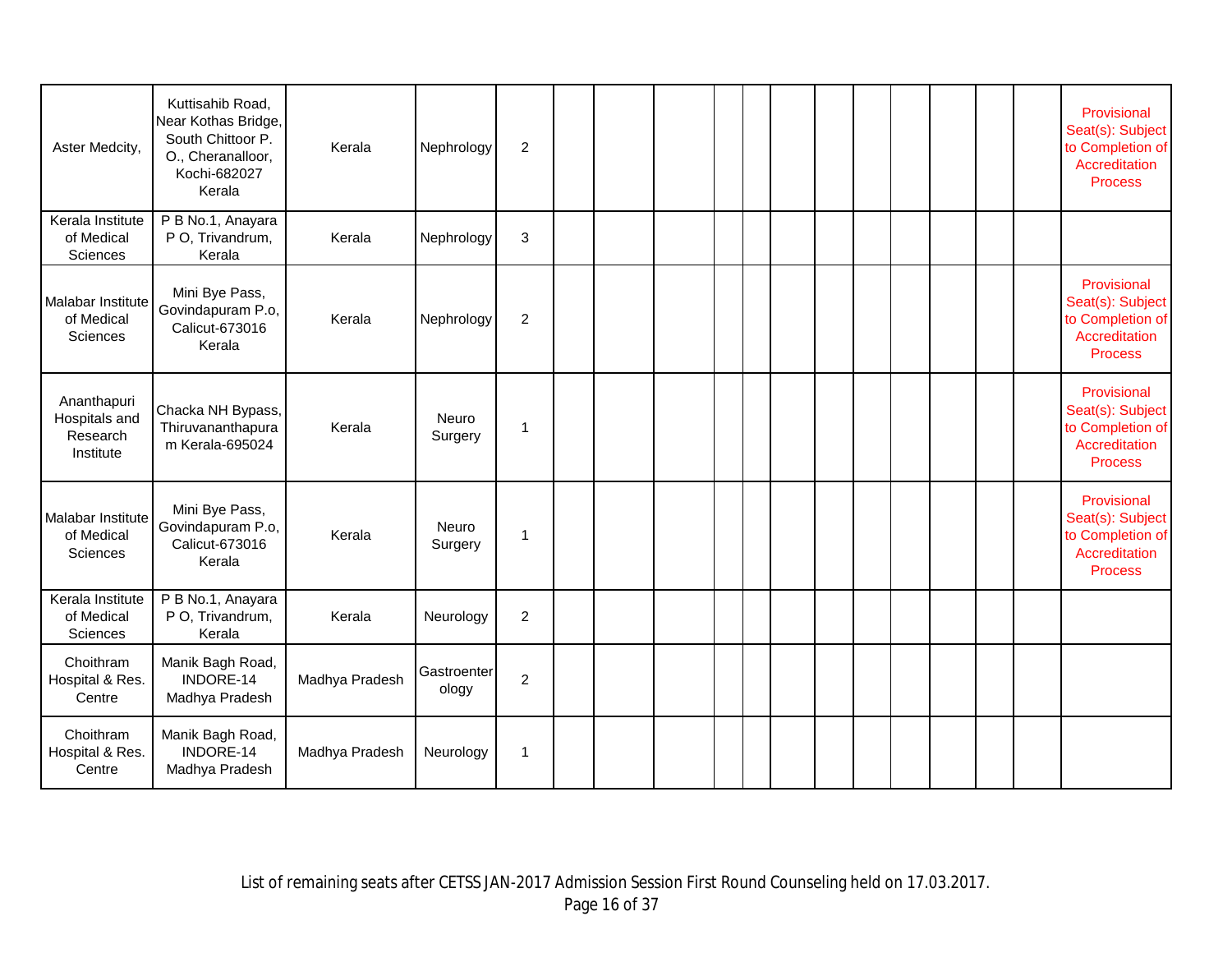| | | | | | | | | | | | | | | | | | |
|---|---|---|---|---|---|---|---|---|---|---|---|---|---|---|---|---|---|
| Aster Medcity, | Kuttisahib Road, Near Kothas Bridge, South Chittoor P. O., Cheranalloor, Kochi-682027 Kerala | Kerala | Nephrology | 2 | | | | | | | | | | | | | Provisional Seat(s): Subject to Completion of Accreditation Process |
| Kerala Institute of Medical Sciences | P B No.1, Anayara P O, Trivandrum, Kerala | Kerala | Nephrology | 3 | | | | | | | | | | | | | |
| Malabar Institute of Medical Sciences | Mini Bye Pass, Govindapuram P.o, Calicut-673016 Kerala | Kerala | Nephrology | 2 | | | | | | | | | | | | | Provisional Seat(s): Subject to Completion of Accreditation Process |
| Ananthapuri Hospitals and Research Institute | Chacka NH Bypass, Thiruvananthapuram Kerala-695024 | Kerala | Neuro Surgery | 1 | | | | | | | | | | | | | Provisional Seat(s): Subject to Completion of Accreditation Process |
| Malabar Institute of Medical Sciences | Mini Bye Pass, Govindapuram P.o, Calicut-673016 Kerala | Kerala | Neuro Surgery | 1 | | | | | | | | | | | | | Provisional Seat(s): Subject to Completion of Accreditation Process |
| Kerala Institute of Medical Sciences | P B No.1, Anayara P O, Trivandrum, Kerala | Kerala | Neurology | 2 | | | | | | | | | | | | | |
| Choithram Hospital & Res. Centre | Manik Bagh Road, INDORE-14 Madhya Pradesh | Madhya Pradesh | Gastroenterology | 2 | | | | | | | | | | | | | |
| Choithram Hospital & Res. Centre | Manik Bagh Road, INDORE-14 Madhya Pradesh | Madhya Pradesh | Neurology | 1 | | | | | | | | | | | | | |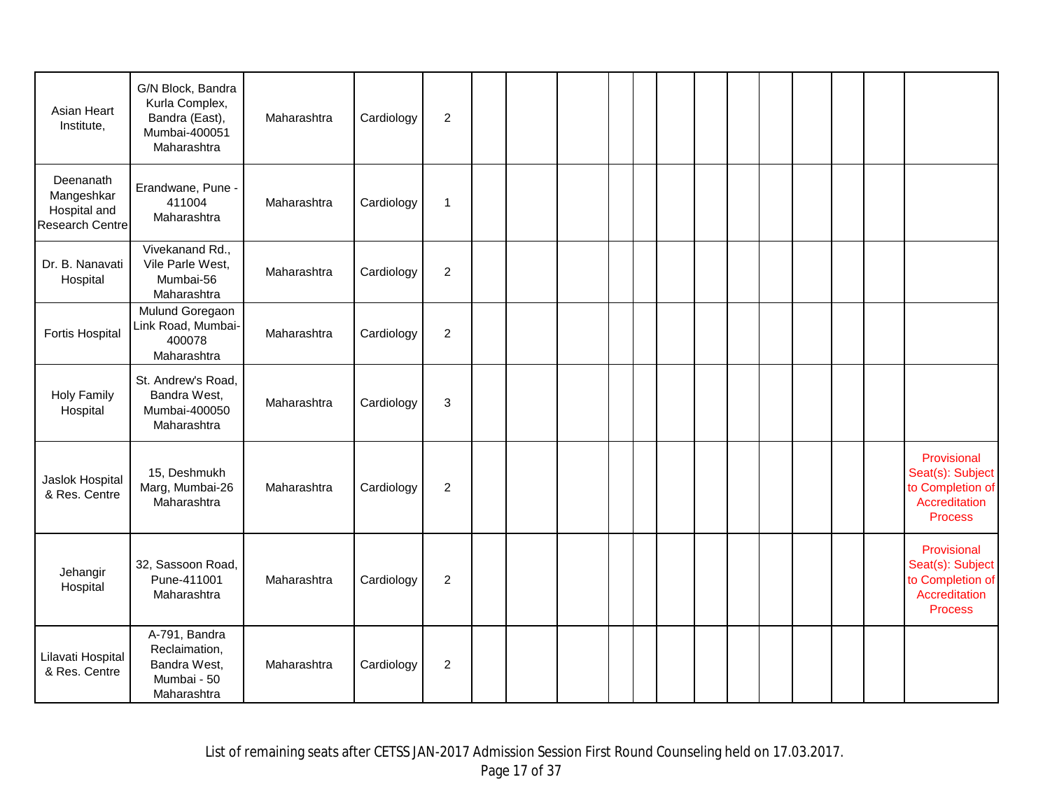| | | | | | | | | | | | | | | | | | |
|---|---|---|---|---|---|---|---|---|---|---|---|---|---|---|---|---|---|
| Asian Heart Institute, | G/N Block, Bandra Kurla Complex, Bandra (East), Mumbai-400051 Maharashtra | Maharashtra | Cardiology | 2 | | | | | | | | | | | | | |
| Deenanath Mangeshkar Hospital and Research Centre | Erandwane, Pune - 411004 Maharashtra | Maharashtra | Cardiology | 1 | | | | | | | | | | | | | |
| Dr. B. Nanavati Hospital | Vivekanand Rd., Vile Parle West, Mumbai-56 Maharashtra | Maharashtra | Cardiology | 2 | | | | | | | | | | | | | |
| Fortis Hospital | Mulund Goregaon Link Road, Mumbai-400078 Maharashtra | Maharashtra | Cardiology | 2 | | | | | | | | | | | | | |
| Holy Family Hospital | St. Andrew's Road, Bandra West, Mumbai-400050 Maharashtra | Maharashtra | Cardiology | 3 | | | | | | | | | | | | | |
| Jaslok Hospital & Res. Centre | 15, Deshmukh Marg, Mumbai-26 Maharashtra | Maharashtra | Cardiology | 2 | | | | | | | | | | | | | Provisional Seat(s): Subject to Completion of Accreditation Process |
| Jehangir Hospital | 32, Sassoon Road, Pune-411001 Maharashtra | Maharashtra | Cardiology | 2 | | | | | | | | | | | | | Provisional Seat(s): Subject to Completion of Accreditation Process |
| Lilavati Hospital & Res. Centre | A-791, Bandra Reclaimation, Bandra West, Mumbai - 50 Maharashtra | Maharashtra | Cardiology | 2 | | | | | | | | | | | | | |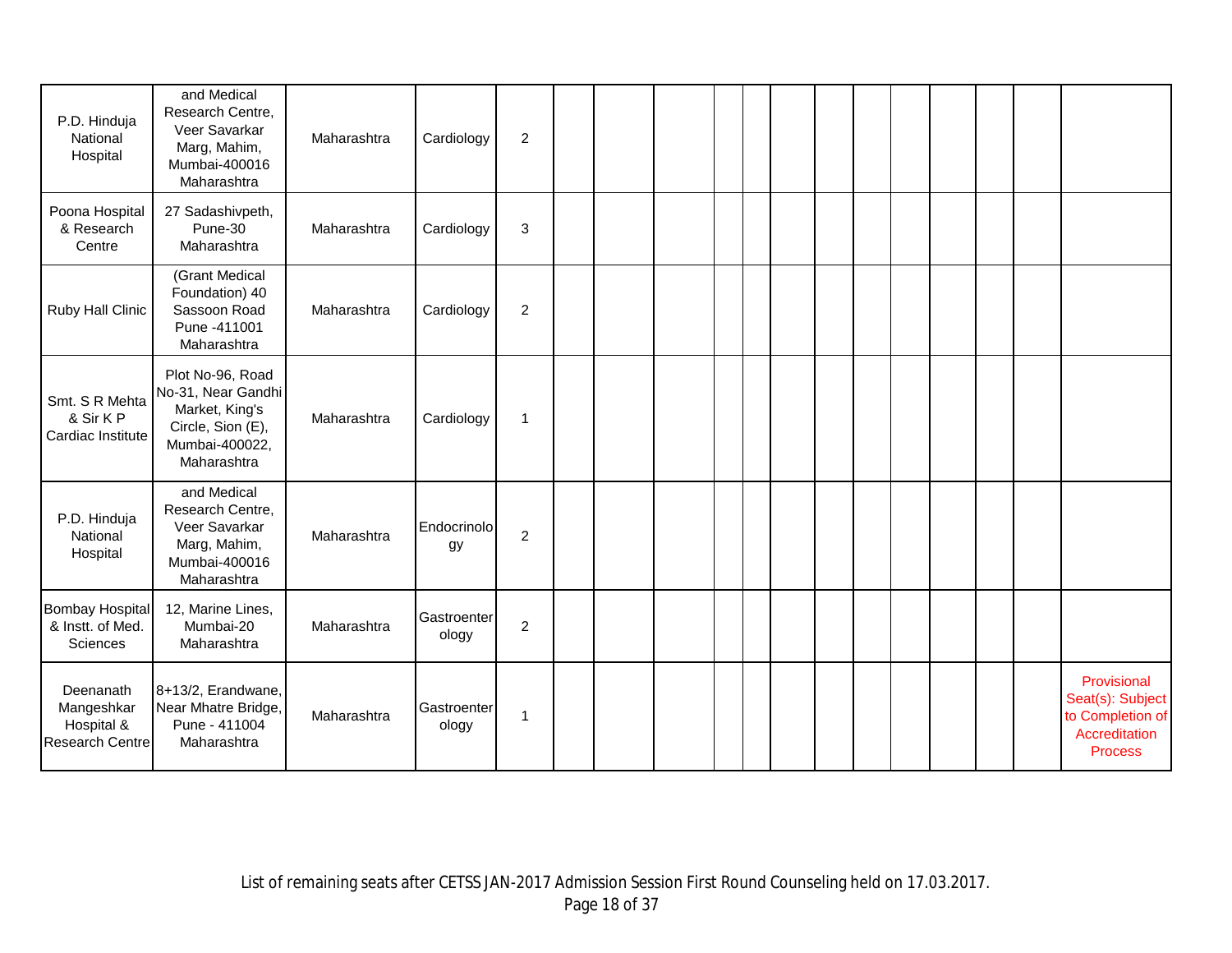| | | | | | | | | | | | | | | | | | |
|---|---|---|---|---|---|---|---|---|---|---|---|---|---|---|---|---|---|
| P.D. Hinduja National Hospital | and Medical Research Centre, Veer Savarkar Marg, Mahim, Mumbai-400016 Maharashtra | Maharashtra | Cardiology | 2 | | | | | | | | | | | | | |
| Poona Hospital & Research Centre | 27 Sadashivpeth, Pune-30 Maharashtra | Maharashtra | Cardiology | 3 | | | | | | | | | | | | | |
| Ruby Hall Clinic | (Grant Medical Foundation) 40 Sassoon Road Pune -411001 Maharashtra | Maharashtra | Cardiology | 2 | | | | | | | | | | | | | |
| Smt. S R Mehta & Sir K P Cardiac Institute | Plot No-96, Road No-31, Near Gandhi Market, King's Circle, Sion (E), Mumbai-400022, Maharashtra | Maharashtra | Cardiology | 1 | | | | | | | | | | | | | |
| P.D. Hinduja National Hospital | and Medical Research Centre, Veer Savarkar Marg, Mahim, Mumbai-400016 Maharashtra | Maharashtra | Endocrinology | 2 | | | | | | | | | | | | | |
| Bombay Hospital & Instt. of Med. Sciences | 12, Marine Lines, Mumbai-20 Maharashtra | Maharashtra | Gastroenterology | 2 | | | | | | | | | | | | | |
| Deenanath Mangeshkar Hospital & Research Centre | 8+13/2, Erandwane, Near Mhatre Bridge, Pune - 411004 Maharashtra | Maharashtra | Gastroenterology | 1 | | | | | | | | | | | | | Provisional Seat(s): Subject to Completion of Accreditation Process |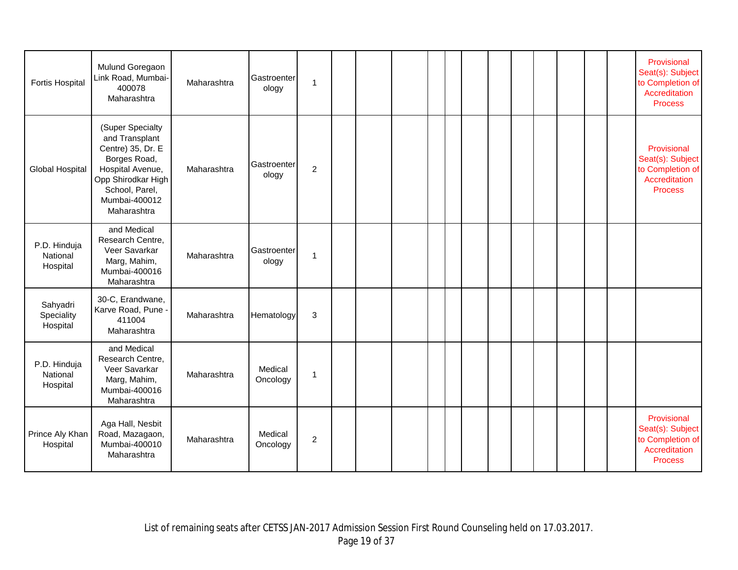| | | | | | | | | | | | | | | | | | |
|---|---|---|---|---|---|---|---|---|---|---|---|---|---|---|---|---|---|
| Fortis Hospital | Mulund Goregaon Link Road, Mumbai-400078 Maharashtra | Maharashtra | Gastroenterology | 1 | | | | | | | | | | | | | Provisional Seat(s): Subject to Completion of Accreditation Process |
| Global Hospital | (Super Specialty and Transplant Centre) 35, Dr. E Borges Road, Hospital Avenue, Opp Shirodkar High School, Parel, Mumbai-400012 Maharashtra | Maharashtra | Gastroenterology | 2 | | | | | | | | | | | | | Provisional Seat(s): Subject to Completion of Accreditation Process |
| P.D. Hinduja National Hospital | and Medical Research Centre, Veer Savarkar Marg, Mahim, Mumbai-400016 Maharashtra | Maharashtra | Gastroenterology | 1 | | | | | | | | | | | | | |
| Sahyadri Speciality Hospital | 30-C, Erandwane, Karve Road, Pune - 411004 Maharashtra | Maharashtra | Hematology | 3 | | | | | | | | | | | | | |
| P.D. Hinduja National Hospital | and Medical Research Centre, Veer Savarkar Marg, Mahim, Mumbai-400016 Maharashtra | Maharashtra | Medical Oncology | 1 | | | | | | | | | | | | | |
| Prince Aly Khan Hospital | Aga Hall, Nesbit Road, Mazagaon, Mumbai-400010 Maharashtra | Maharashtra | Medical Oncology | 2 | | | | | | | | | | | | | Provisional Seat(s): Subject to Completion of Accreditation Process |

List of remaining seats after CETSS JAN-2017 Admission Session First Round Counseling held on 17.03.2017.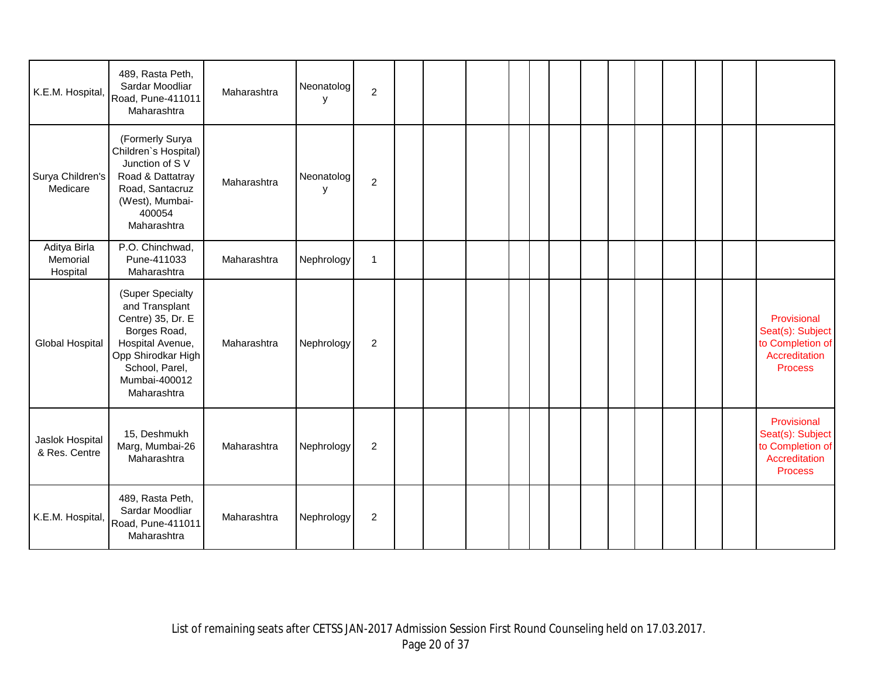| | | | | | | | | | | | | | | | | | |
|---|---|---|---|---|---|---|---|---|---|---|---|---|---|---|---|---|---|
| K.E.M. Hospital, | 489, Rasta Peth, Sardar Moodliar Road, Pune-411011 Maharashtra | Maharashtra | Neonatology | 2 | | | | | | | | | | | | | |
| Surya Children's Medicare | (Formerly Surya Children`s Hospital) Junction of S V Road & Dattatray Road, Santacruz (West), Mumbai-400054 Maharashtra | Maharashtra | Neonatology | 2 | | | | | | | | | | | | | |
| Aditya Birla Memorial Hospital | P.O. Chinchwad, Pune-411033 Maharashtra | Maharashtra | Nephrology | 1 | | | | | | | | | | | | | |
| Global Hospital | (Super Specialty and Transplant Centre) 35, Dr. E Borges Road, Hospital Avenue, Opp Shirodkar High School, Parel, Mumbai-400012 Maharashtra | Maharashtra | Nephrology | 2 | | | | | | | | | | | | | Provisional Seat(s): Subject to Completion of Accreditation Process |
| Jaslok Hospital & Res. Centre | 15, Deshmukh Marg, Mumbai-26 Maharashtra | Maharashtra | Nephrology | 2 | | | | | | | | | | | | | Provisional Seat(s): Subject to Completion of Accreditation Process |
| K.E.M. Hospital, | 489, Rasta Peth, Sardar Moodliar Road, Pune-411011 Maharashtra | Maharashtra | Nephrology | 2 | | | | | | | | | | | | | |

List of remaining seats after CETSS JAN-2017 Admission Session First Round Counseling held on 17.03.2017.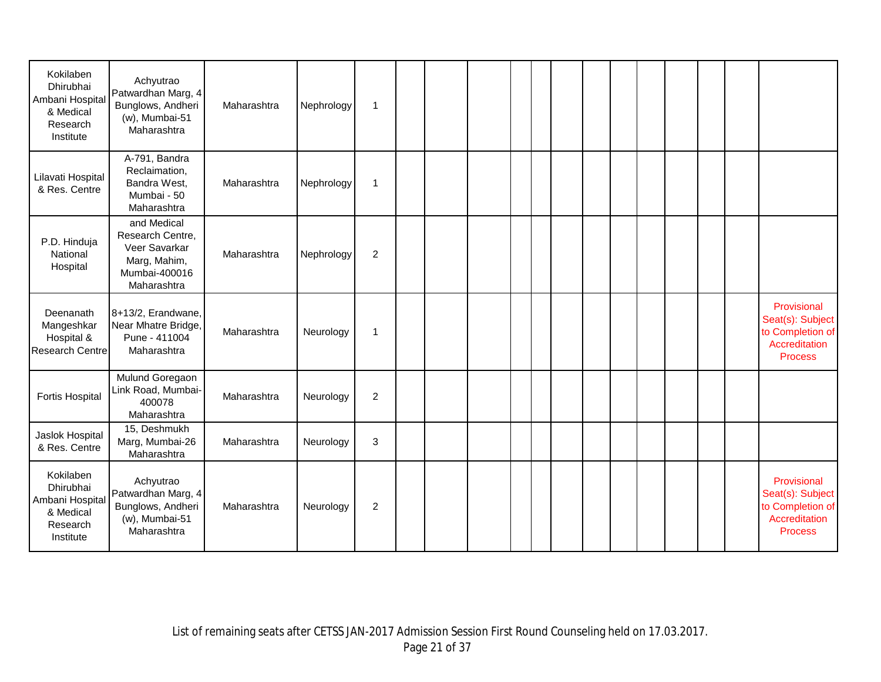| | | | | | | | | | | | | | | | | | |
|---|---|---|---|---|---|---|---|---|---|---|---|---|---|---|---|---|---|
| Kokilaben Dhirubhai Ambani Hospital & Medical Research Institute | Achyutrao Patwardhan Marg, 4 Bunglows, Andheri (w), Mumbai-51 Maharashtra | Maharashtra | Nephrology | 1 | | | | | | | | | | | | | |
| Lilavati Hospital & Res. Centre | A-791, Bandra Reclaimation, Bandra West, Mumbai - 50 Maharashtra | Maharashtra | Nephrology | 1 | | | | | | | | | | | | | |
| P.D. Hinduja National Hospital | and Medical Research Centre, Veer Savarkar Marg, Mahim, Mumbai-400016 Maharashtra | Maharashtra | Nephrology | 2 | | | | | | | | | | | | | |
| Deenanath Mangeshkar Hospital & Research Centre | 8+13/2, Erandwane, Near Mhatre Bridge, Pune - 411004 Maharashtra | Maharashtra | Neurology | 1 | | | | | | | | | | | | | Provisional Seat(s): Subject to Completion of Accreditation Process |
| Fortis Hospital | Mulund Goregaon Link Road, Mumbai-400078 Maharashtra | Maharashtra | Neurology | 2 | | | | | | | | | | | | | |
| Jaslok Hospital & Res. Centre | 15, Deshmukh Marg, Mumbai-26 Maharashtra | Maharashtra | Neurology | 3 | | | | | | | | | | | | | |
| Kokilaben Dhirubhai Ambani Hospital & Medical Research Institute | Achyutrao Patwardhan Marg, 4 Bunglows, Andheri (w), Mumbai-51 Maharashtra | Maharashtra | Neurology | 2 | | | | | | | | | | | | | Provisional Seat(s): Subject to Completion of Accreditation Process |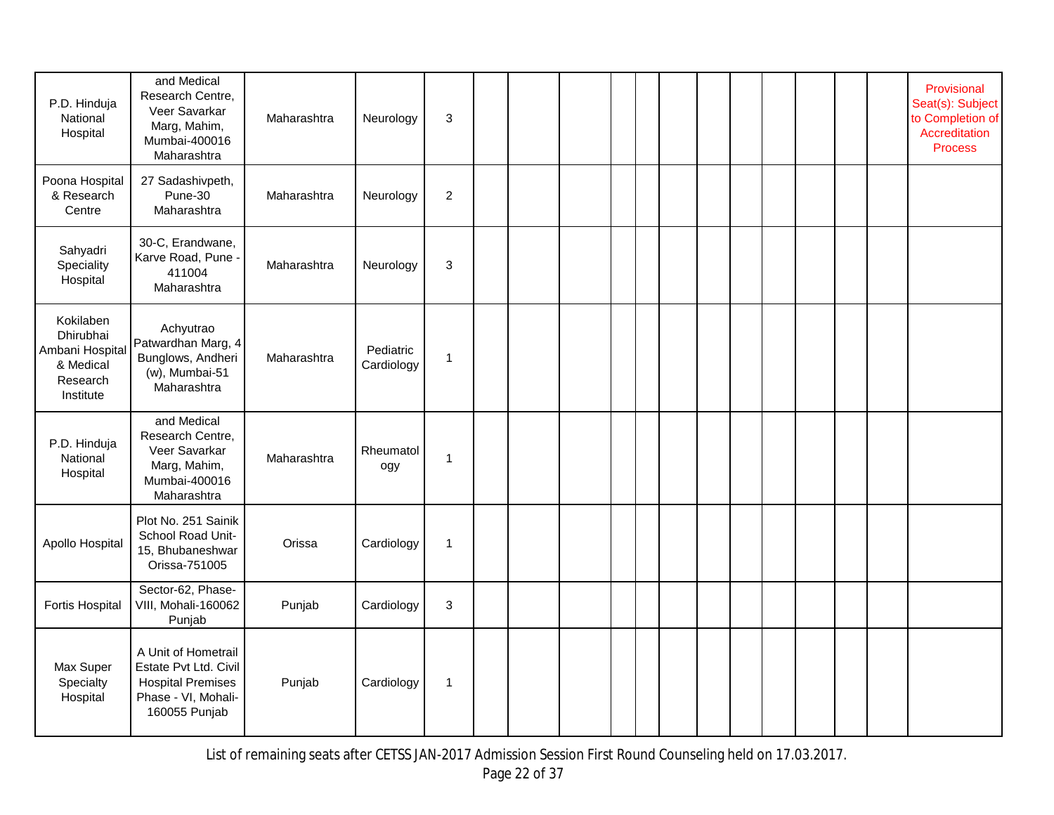| | | | | | | | | | | | | | | | | | |
|---|---|---|---|---|---|---|---|---|---|---|---|---|---|---|---|---|---|
| P.D. Hinduja National Hospital | and Medical Research Centre, Veer Savarkar Marg, Mahim, Mumbai-400016 Maharashtra | Maharashtra | Neurology | 3 | | | | | | | | | | | | | Provisional Seat(s): Subject to Completion of Accreditation Process |
| Poona Hospital & Research Centre | 27 Sadashivpeth, Pune-30 Maharashtra | Maharashtra | Neurology | 2 | | | | | | | | | | | | | |
| Sahyadri Speciality Hospital | 30-C, Erandwane, Karve Road, Pune - 411004 Maharashtra | Maharashtra | Neurology | 3 | | | | | | | | | | | | | |
| Kokilaben Dhirubhai Ambani Hospital & Medical Research Institute | Achyutrao Patwardhan Marg, 4 Bunglows, Andheri (w), Mumbai-51 Maharashtra | Maharashtra | Pediatric Cardiology | 1 | | | | | | | | | | | | | |
| P.D. Hinduja National Hospital | and Medical Research Centre, Veer Savarkar Marg, Mahim, Mumbai-400016 Maharashtra | Maharashtra | Rheumatology | 1 | | | | | | | | | | | | | |
| Apollo Hospital | Plot No. 251 Sainik School Road Unit-15, Bhubaneshwar Orissa-751005 | Orissa | Cardiology | 1 | | | | | | | | | | | | | |
| Fortis Hospital | Sector-62, Phase-VIII, Mohali-160062 Punjab | Punjab | Cardiology | 3 | | | | | | | | | | | | | |
| Max Super Specialty Hospital | A Unit of Hometrail Estate Pvt Ltd. Civil Hospital Premises Phase - VI, Mohali-160055 Punjab | Punjab | Cardiology | 1 | | | | | | | | | | | | | |

List of remaining seats after CETSS JAN-2017 Admission Session First Round Counseling held on 17.03.2017.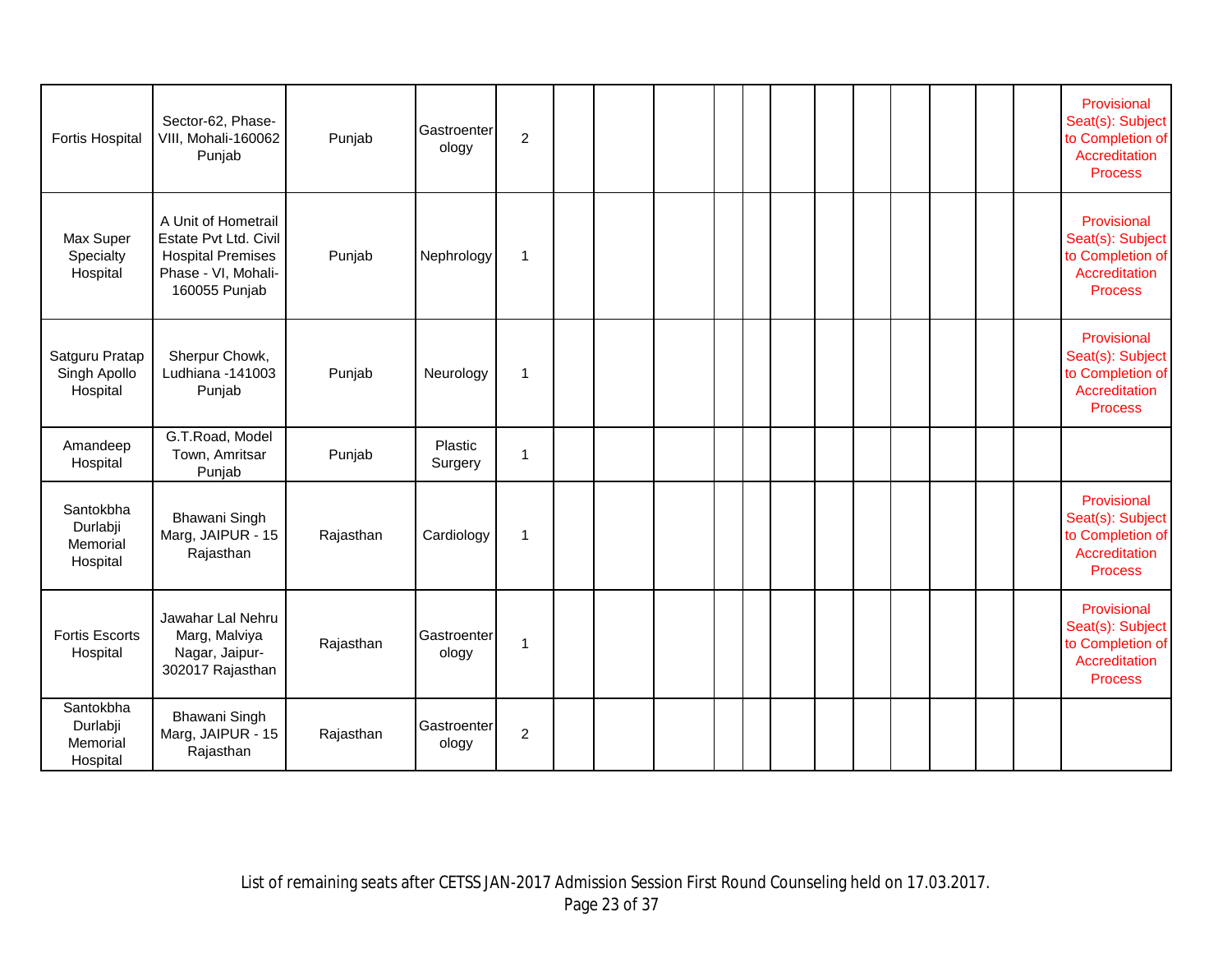| | | | | | | | | | | | | | | | | |
|---|---|---|---|---|---|---|---|---|---|---|---|---|---|---|---|---|
| Fortis Hospital | Sector-62, Phase-VIII, Mohali-160062 Punjab | Punjab | Gastroenterology | 2 | | | | | | | | | | | | Provisional Seat(s): Subject to Completion of Accreditation Process |
| Max Super Specialty Hospital | A Unit of Hometrail Estate Pvt Ltd. Civil Hospital Premises Phase - VI, Mohali-160055 Punjab | Punjab | Nephrology | 1 | | | | | | | | | | | | Provisional Seat(s): Subject to Completion of Accreditation Process |
| Satguru Pratap Singh Apollo Hospital | Sherpur Chowk, Ludhiana -141003 Punjab | Punjab | Neurology | 1 | | | | | | | | | | | | Provisional Seat(s): Subject to Completion of Accreditation Process |
| Amandeep Hospital | G.T.Road, Model Town, Amritsar Punjab | Punjab | Plastic Surgery | 1 | | | | | | | | | | | | |
| Santokbha Durlabji Memorial Hospital | Bhawani Singh Marg, JAIPUR - 15 Rajasthan | Rajasthan | Cardiology | 1 | | | | | | | | | | | | Provisional Seat(s): Subject to Completion of Accreditation Process |
| Fortis Escorts Hospital | Jawahar Lal Nehru Marg, Malviya Nagar, Jaipur-302017 Rajasthan | Rajasthan | Gastroenterology | 1 | | | | | | | | | | | | Provisional Seat(s): Subject to Completion of Accreditation Process |
| Santokbha Durlabji Memorial Hospital | Bhawani Singh Marg, JAIPUR - 15 Rajasthan | Rajasthan | Gastroenterology | 2 | | | | | | | | | | | | |

List of remaining seats after CETSS JAN-2017 Admission Session First Round Counseling held on 17.03.2017.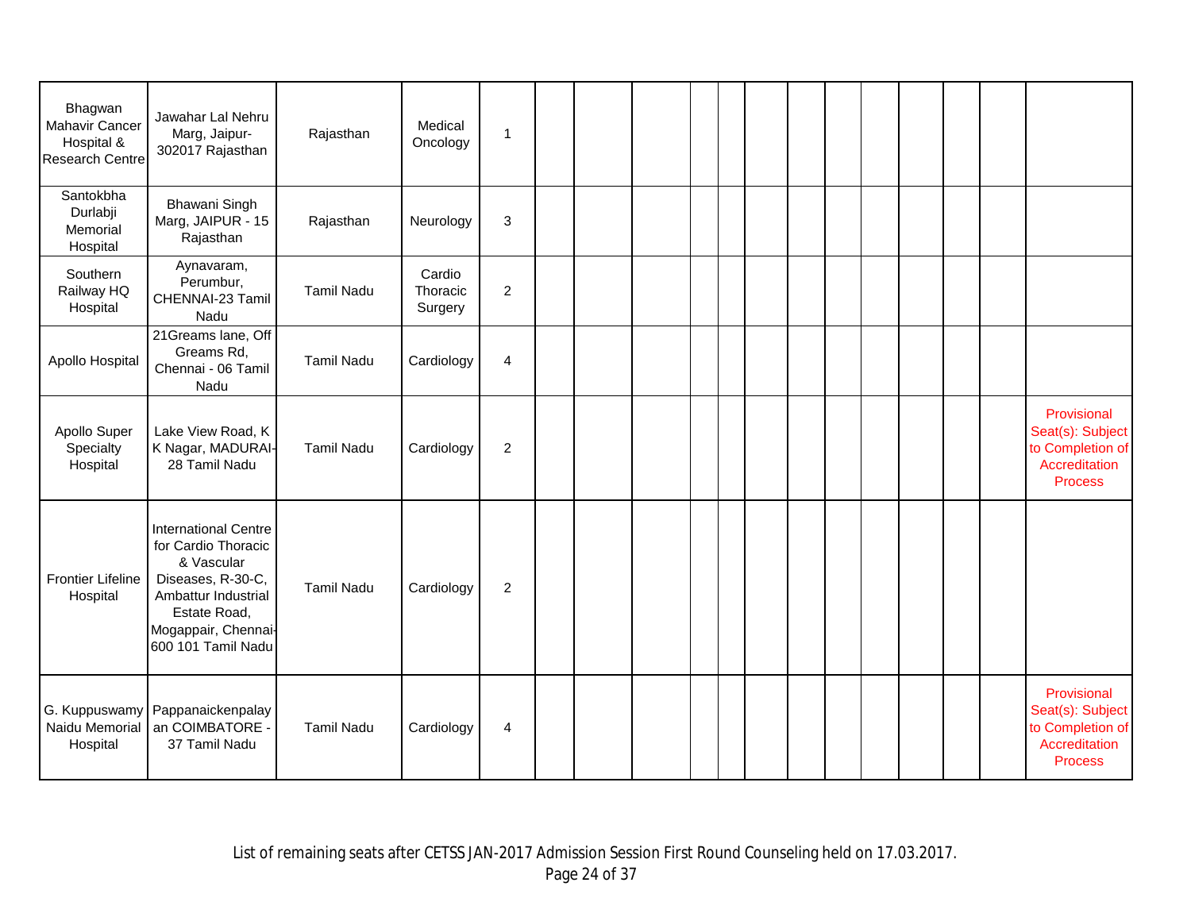| | | | | | | | | | | | | | | | | | |
|---|---|---|---|---|---|---|---|---|---|---|---|---|---|---|---|---|---|
| Bhagwan Mahavir Cancer Hospital & Research Centre | Jawahar Lal Nehru Marg, Jaipur-302017 Rajasthan | Rajasthan | Medical Oncology | 1 | | | | | | | | | | | | | |
| Santokbha Durlabji Memorial Hospital | Bhawani Singh Marg, JAIPUR - 15 Rajasthan | Rajasthan | Neurology | 3 | | | | | | | | | | | | | |
| Southern Railway HQ Hospital | Aynavaram, Perumbur, CHENNAI-23 Tamil Nadu | Tamil Nadu | Cardio Thoracic Surgery | 2 | | | | | | | | | | | | | |
| Apollo Hospital | 21Greams lane, Off Greams Rd, Chennai - 06 Tamil Nadu | Tamil Nadu | Cardiology | 4 | | | | | | | | | | | | | |
| Apollo Super Specialty Hospital | Lake View Road, K K Nagar, MADURAI-28 Tamil Nadu | Tamil Nadu | Cardiology | 2 | | | | | | | | | | | | | Provisional Seat(s): Subject to Completion of Accreditation Process |
| Frontier Lifeline Hospital | International Centre for Cardio Thoracic & Vascular Diseases, R-30-C, Ambattur Industrial Estate Road, Mogappair, Chennai-600 101 Tamil Nadu | Tamil Nadu | Cardiology | 2 | | | | | | | | | | | | | |
| G. Kuppuswamy Naidu Memorial Hospital | Pappanaickenpalayan COIMBATORE - 37 Tamil Nadu | Tamil Nadu | Cardiology | 4 | | | | | | | | | | | | | Provisional Seat(s): Subject to Completion of Accreditation Process |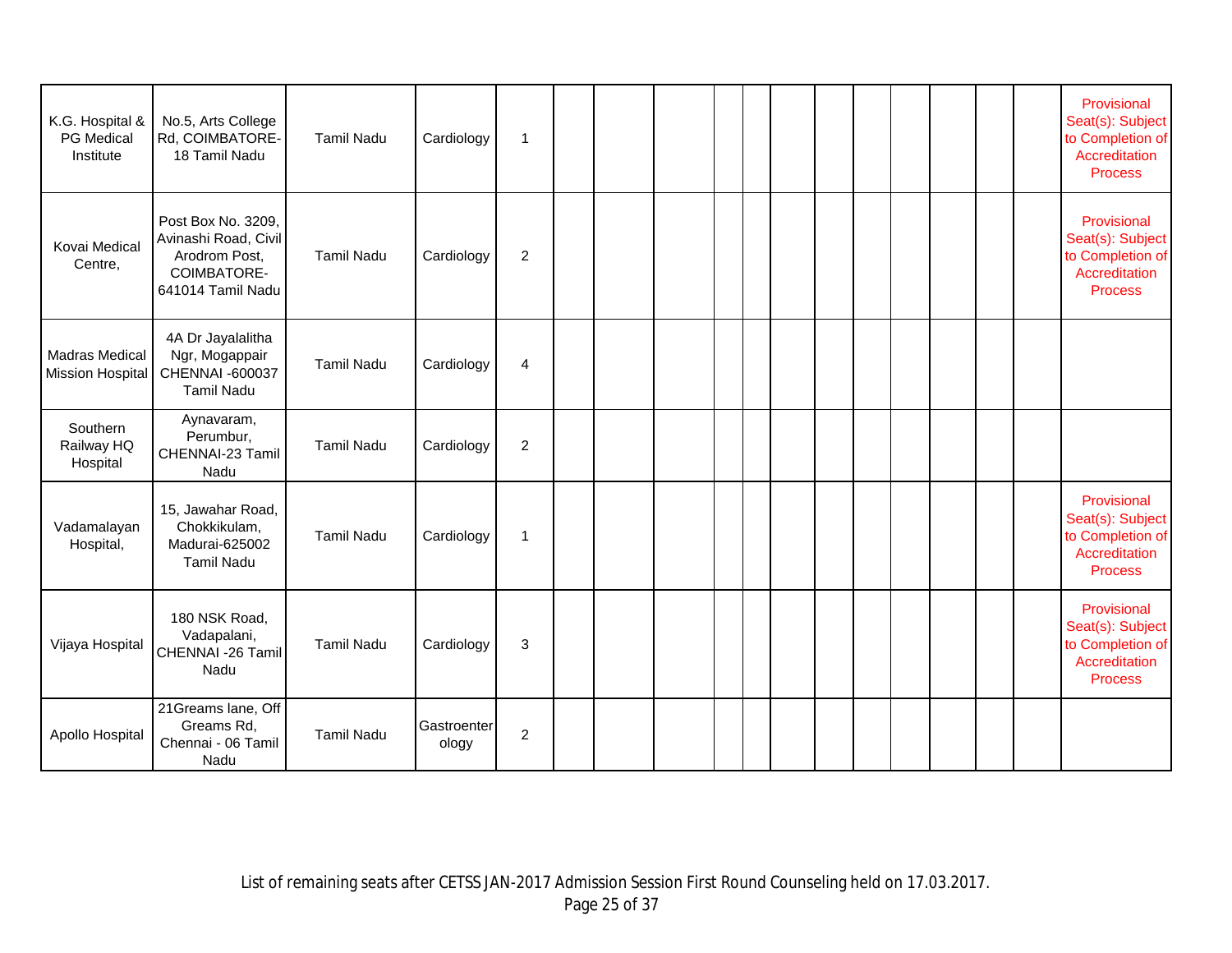| | | | | | | | | | | | | | | | | | |
|---|---|---|---|---|---|---|---|---|---|---|---|---|---|---|---|---|---|
| K.G. Hospital & PG Medical Institute | No.5, Arts College Rd, COIMBATORE-18 Tamil Nadu | Tamil Nadu | Cardiology | 1 | | | | | | | | | | | | | Provisional Seat(s): Subject to Completion of Accreditation Process |
| Kovai Medical Centre, | Post Box No. 3209, Avinashi Road, Civil Arodrom Post, COIMBATORE-641014 Tamil Nadu | Tamil Nadu | Cardiology | 2 | | | | | | | | | | | | | Provisional Seat(s): Subject to Completion of Accreditation Process |
| Madras Medical Mission Hospital | 4A Dr Jayalalitha Ngr, Mogappair CHENNAI -600037 Tamil Nadu | Tamil Nadu | Cardiology | 4 | | | | | | | | | | | | | |
| Southern Railway HQ Hospital | Aynavaram, Perumbur, CHENNAI-23 Tamil Nadu | Tamil Nadu | Cardiology | 2 | | | | | | | | | | | | | |
| Vadamalayan Hospital, | 15, Jawahar Road, Chokkikulam, Madurai-625002 Tamil Nadu | Tamil Nadu | Cardiology | 1 | | | | | | | | | | | | | Provisional Seat(s): Subject to Completion of Accreditation Process |
| Vijaya Hospital | 180 NSK Road, Vadapalani, CHENNAI -26 Tamil Nadu | Tamil Nadu | Cardiology | 3 | | | | | | | | | | | | | Provisional Seat(s): Subject to Completion of Accreditation Process |
| Apollo Hospital | 21Greams lane, Off Greams Rd, Chennai - 06 Tamil Nadu | Tamil Nadu | Gastroenterology | 2 | | | | | | | | | | | | | |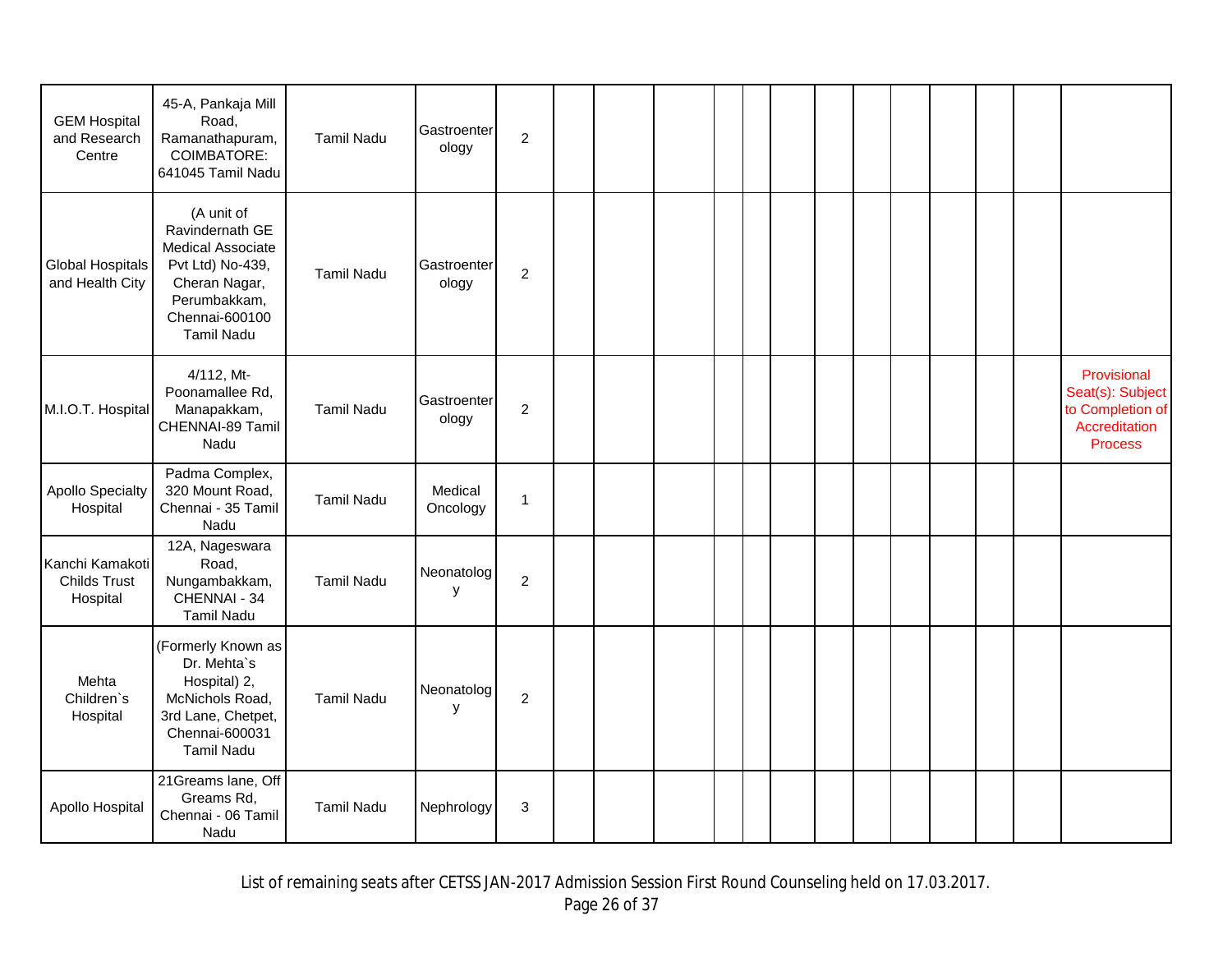| | | | | | | | | | | | | | | | | | |
|---|---|---|---|---|---|---|---|---|---|---|---|---|---|---|---|---|---|
| GEM Hospital and Research Centre | 45-A, Pankaja Mill Road, Ramanathapuram, COIMBATORE: 641045 Tamil Nadu | Tamil Nadu | Gastroenterology | 2 | | | | | | | | | | | | | |
| Global Hospitals and Health City | (A unit of Ravindernath GE Medical Associate Pvt Ltd) No-439, Cheran Nagar, Perumbakkam, Chennai-600100 Tamil Nadu | Tamil Nadu | Gastroenterology | 2 | | | | | | | | | | | | | |
| M.I.O.T. Hospital | 4/112, Mt- Poonamallee Rd, Manapakkam, CHENNAI-89 Tamil Nadu | Tamil Nadu | Gastroenterology | 2 | | | | | | | | | | | | | Provisional Seat(s): Subject to Completion of Accreditation Process |
| Apollo Specialty Hospital | Padma Complex, 320 Mount Road, Chennai - 35 Tamil Nadu | Tamil Nadu | Medical Oncology | 1 | | | | | | | | | | | | | |
| Kanchi Kamakoti Childs Trust Hospital | 12A, Nageswara Road, Nungambakkam, CHENNAI - 34 Tamil Nadu | Tamil Nadu | Neonatology | 2 | | | | | | | | | | | | | |
| Mehta Children`s Hospital | (Formerly Known as Dr. Mehta`s Hospital) 2, McNichols Road, 3rd Lane, Chetpet, Chennai-600031 Tamil Nadu | Tamil Nadu | Neonatology | 2 | | | | | | | | | | | | | |
| Apollo Hospital | 21Greams lane, Off Greams Rd, Chennai - 06 Tamil Nadu | Tamil Nadu | Nephrology | 3 | | | | | | | | | | | | | |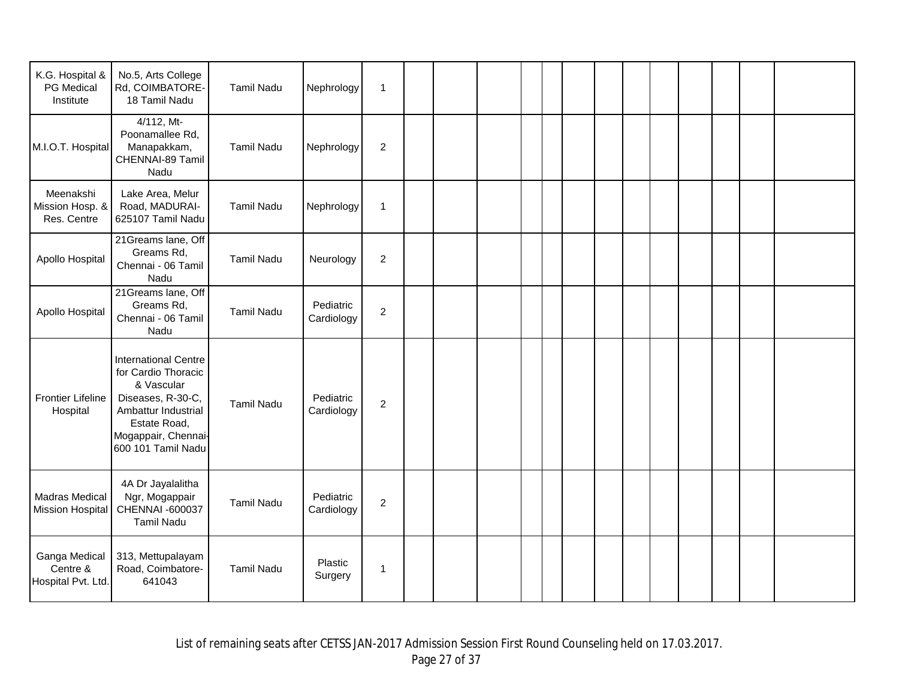| | | | | | | | | | | | | | | | | | |
|---|---|---|---|---|---|---|---|---|---|---|---|---|---|---|---|---|---|
| K.G. Hospital & PG Medical Institute | No.5, Arts College Rd, COIMBATORE-18 Tamil Nadu | Tamil Nadu | Nephrology | 1 | | | | | | | | | | | | | |
| M.I.O.T. Hospital | 4/112, Mt- Poonamallee Rd, Manapakkam, CHENNAI-89 Tamil Nadu | Tamil Nadu | Nephrology | 2 | | | | | | | | | | | | | |
| Meenakshi Mission Hosp. & Res. Centre | Lake Area, Melur Road, MADURAI-625107 Tamil Nadu | Tamil Nadu | Nephrology | 1 | | | | | | | | | | | | | |
| Apollo Hospital | 21Greams lane, Off Greams Rd, Chennai - 06 Tamil Nadu | Tamil Nadu | Neurology | 2 | | | | | | | | | | | | | |
| Apollo Hospital | 21Greams lane, Off Greams Rd, Chennai - 06 Tamil Nadu | Tamil Nadu | Pediatric Cardiology | 2 | | | | | | | | | | | | | |
| Frontier Lifeline Hospital | International Centre for Cardio Thoracic & Vascular Diseases, R-30-C, Ambattur Industrial Estate Road, Mogappair, Chennai-600 101 Tamil Nadu | Tamil Nadu | Pediatric Cardiology | 2 | | | | | | | | | | | | | |
| Madras Medical Mission Hospital | 4A Dr Jayalalitha Ngr, Mogappair CHENNAI -600037 Tamil Nadu | Tamil Nadu | Pediatric Cardiology | 2 | | | | | | | | | | | | | |
| Ganga Medical Centre & Hospital Pvt. Ltd. | 313, Mettupalayam Road, Coimbatore-641043 | Tamil Nadu | Plastic Surgery | 1 | | | | | | | | | | | | | |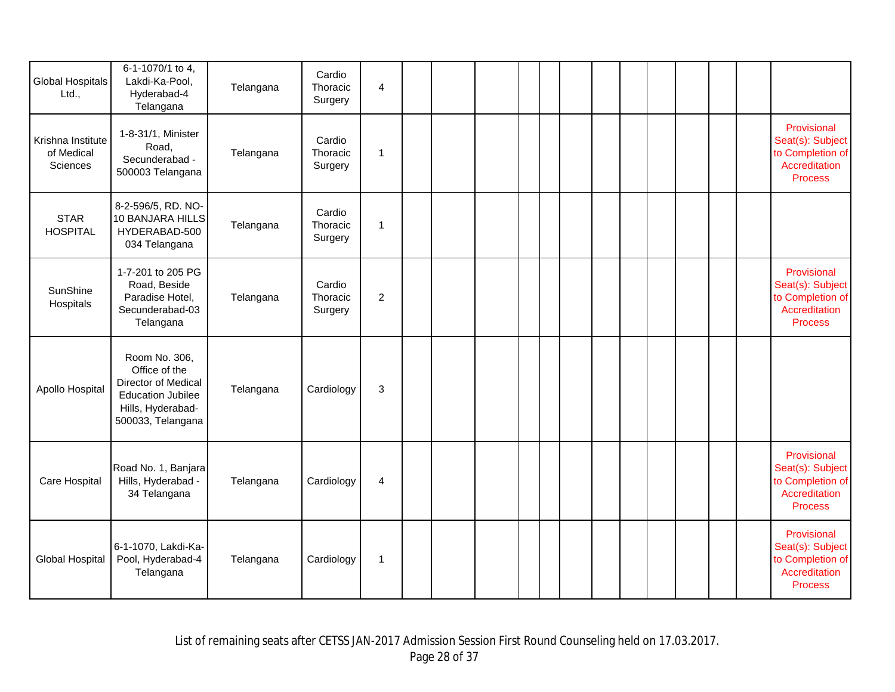| | | | | | | | | | | | | | | | | | |
|---|---|---|---|---|---|---|---|---|---|---|---|---|---|---|---|---|---|
| Global Hospitals Ltd., | 6-1-1070/1 to 4, Lakdi-Ka-Pool, Hyderabad-4 Telangana | Telangana | Cardio Thoracic Surgery | 4 | | | | | | | | | | | | | |
| Krishna Institute of Medical Sciences | 1-8-31/1, Minister Road, Secunderabad - 500003 Telangana | Telangana | Cardio Thoracic Surgery | 1 | | | | | | | | | | | | | Provisional Seat(s): Subject to Completion of Accreditation Process |
| STAR HOSPITAL | 8-2-596/5, RD. NO-10 BANJARA HILLS HYDERABAD-500 034 Telangana | Telangana | Cardio Thoracic Surgery | 1 | | | | | | | | | | | | | |
| SunShine Hospitals | 1-7-201 to 205 PG Road, Beside Paradise Hotel, Secunderabad-03 Telangana | Telangana | Cardio Thoracic Surgery | 2 | | | | | | | | | | | | | Provisional Seat(s): Subject to Completion of Accreditation Process |
| Apollo Hospital | Room No. 306, Office of the Director of Medical Education Jubilee Hills, Hyderabad-500033, Telangana | Telangana | Cardiology | 3 | | | | | | | | | | | | | |
| Care Hospital | Road No. 1, Banjara Hills, Hyderabad - 34 Telangana | Telangana | Cardiology | 4 | | | | | | | | | | | | | Provisional Seat(s): Subject to Completion of Accreditation Process |
| Global Hospital | 6-1-1070, Lakdi-Ka-Pool, Hyderabad-4 Telangana | Telangana | Cardiology | 1 | | | | | | | | | | | | | Provisional Seat(s): Subject to Completion of Accreditation Process |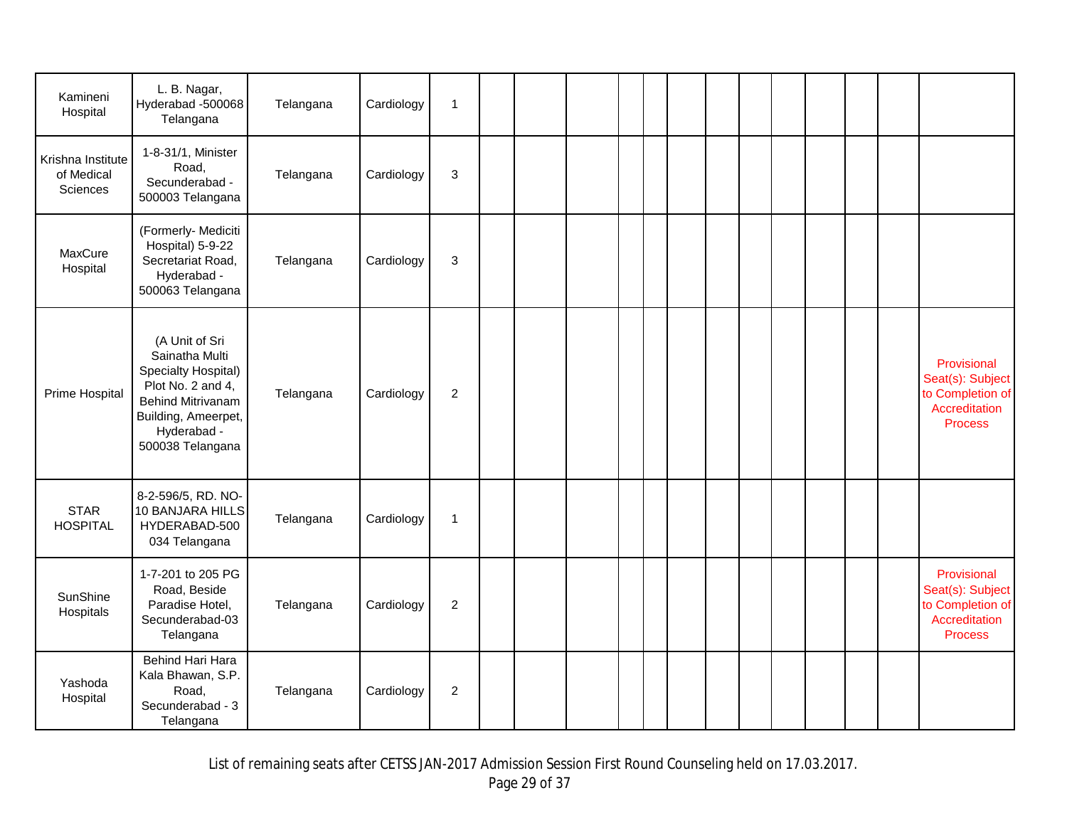| | | | | | | | | | | | | | | | | | |
|---|---|---|---|---|---|---|---|---|---|---|---|---|---|---|---|---|---|
| Kamineni Hospital | L. B. Nagar, Hyderabad -500068 Telangana | Telangana | Cardiology | 1 | | | | | | | | | | | | | |
| Krishna Institute of Medical Sciences | 1-8-31/1, Minister Road, Secunderabad - 500003 Telangana | Telangana | Cardiology | 3 | | | | | | | | | | | | | |
| MaxCure Hospital | (Formerly- Mediciti Hospital) 5-9-22 Secretariat Road, Hyderabad - 500063 Telangana | Telangana | Cardiology | 3 | | | | | | | | | | | | | |
| Prime Hospital | (A Unit of Sri Sainatha Multi Specialty Hospital) Plot No. 2 and 4, Behind Mitrivanam Building, Ameerpet, Hyderabad - 500038 Telangana | Telangana | Cardiology | 2 | | | | | | | | | | | | | Provisional Seat(s): Subject to Completion of Accreditation Process |
| STAR HOSPITAL | 8-2-596/5, RD. NO-10 BANJARA HILLS HYDERABAD-500 034 Telangana | Telangana | Cardiology | 1 | | | | | | | | | | | | | |
| SunShine Hospitals | 1-7-201 to 205 PG Road, Beside Paradise Hotel, Secunderabad-03 Telangana | Telangana | Cardiology | 2 | | | | | | | | | | | | | Provisional Seat(s): Subject to Completion of Accreditation Process |
| Yashoda Hospital | Behind Hari Hara Kala Bhawan, S.P. Road, Secunderabad - 3 Telangana | Telangana | Cardiology | 2 | | | | | | | | | | | | | |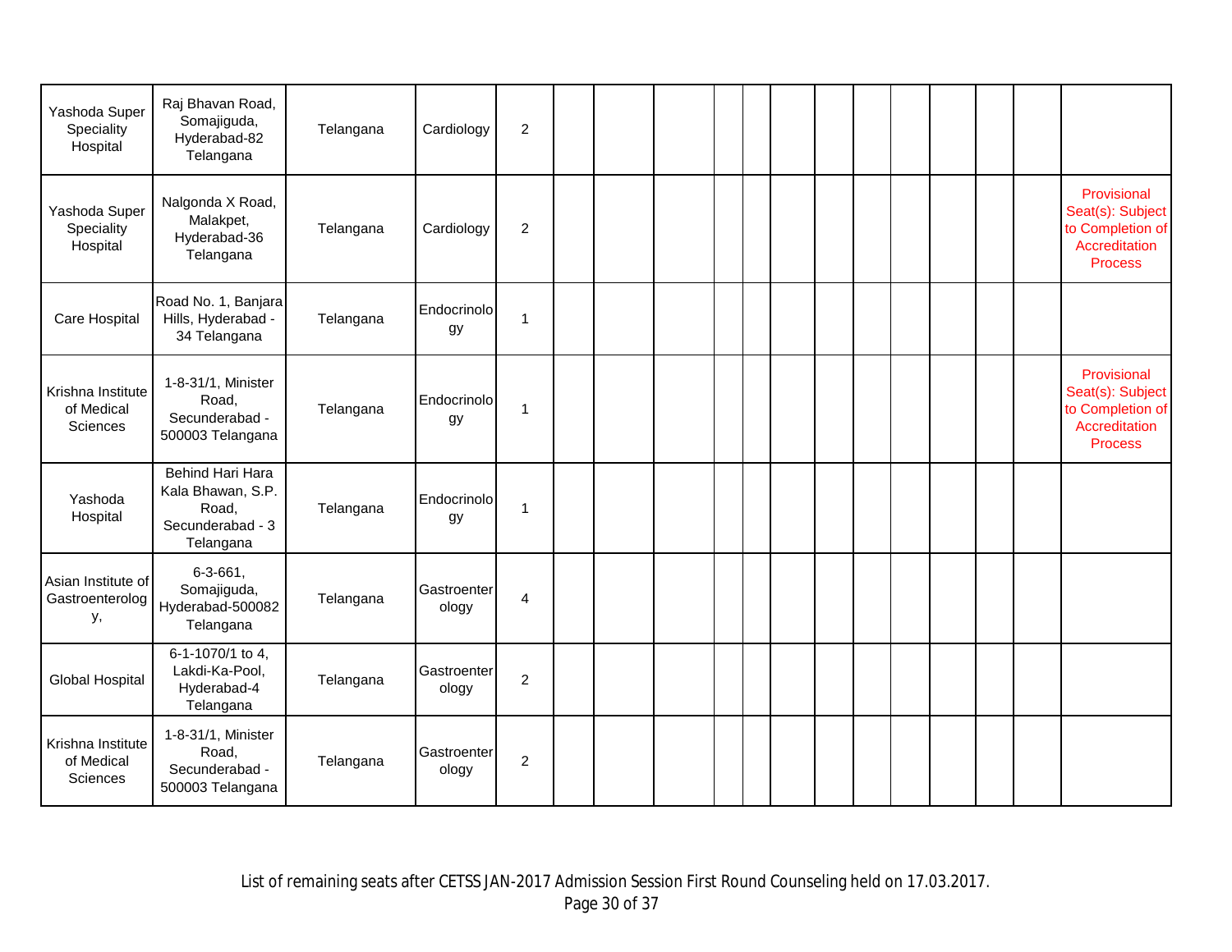| | | | | | | | | | | | | | | | | | |
|---|---|---|---|---|---|---|---|---|---|---|---|---|---|---|---|---|---|
| Yashoda Super Speciality Hospital | Raj Bhavan Road, Somajiguda, Hyderabad-82 Telangana | Telangana | Cardiology | 2 | | | | | | | | | | | | | |
| Yashoda Super Speciality Hospital | Nalgonda X Road, Malakpet, Hyderabad-36 Telangana | Telangana | Cardiology | 2 | | | | | | | | | | | | | Provisional Seat(s): Subject to Completion of Accreditation Process |
| Care Hospital | Road No. 1, Banjara Hills, Hyderabad - 34 Telangana | Telangana | Endocrinology | 1 | | | | | | | | | | | | | |
| Krishna Institute of Medical Sciences | 1-8-31/1, Minister Road, Secunderabad - 500003 Telangana | Telangana | Endocrinology | 1 | | | | | | | | | | | | | Provisional Seat(s): Subject to Completion of Accreditation Process |
| Yashoda Hospital | Behind Hari Hara Kala Bhawan, S.P. Road, Secunderabad - 3 Telangana | Telangana | Endocrinology | 1 | | | | | | | | | | | | | |
| Asian Institute of Gastroenterology, | 6-3-661, Somajiguda, Hyderabad-500082 Telangana | Telangana | Gastroenterology | 4 | | | | | | | | | | | | | |
| Global Hospital | 6-1-1070/1 to 4, Lakdi-Ka-Pool, Hyderabad-4 Telangana | Telangana | Gastroenterology | 2 | | | | | | | | | | | | | |
| Krishna Institute of Medical Sciences | 1-8-31/1, Minister Road, Secunderabad - 500003 Telangana | Telangana | Gastroenterology | 2 | | | | | | | | | | | | | |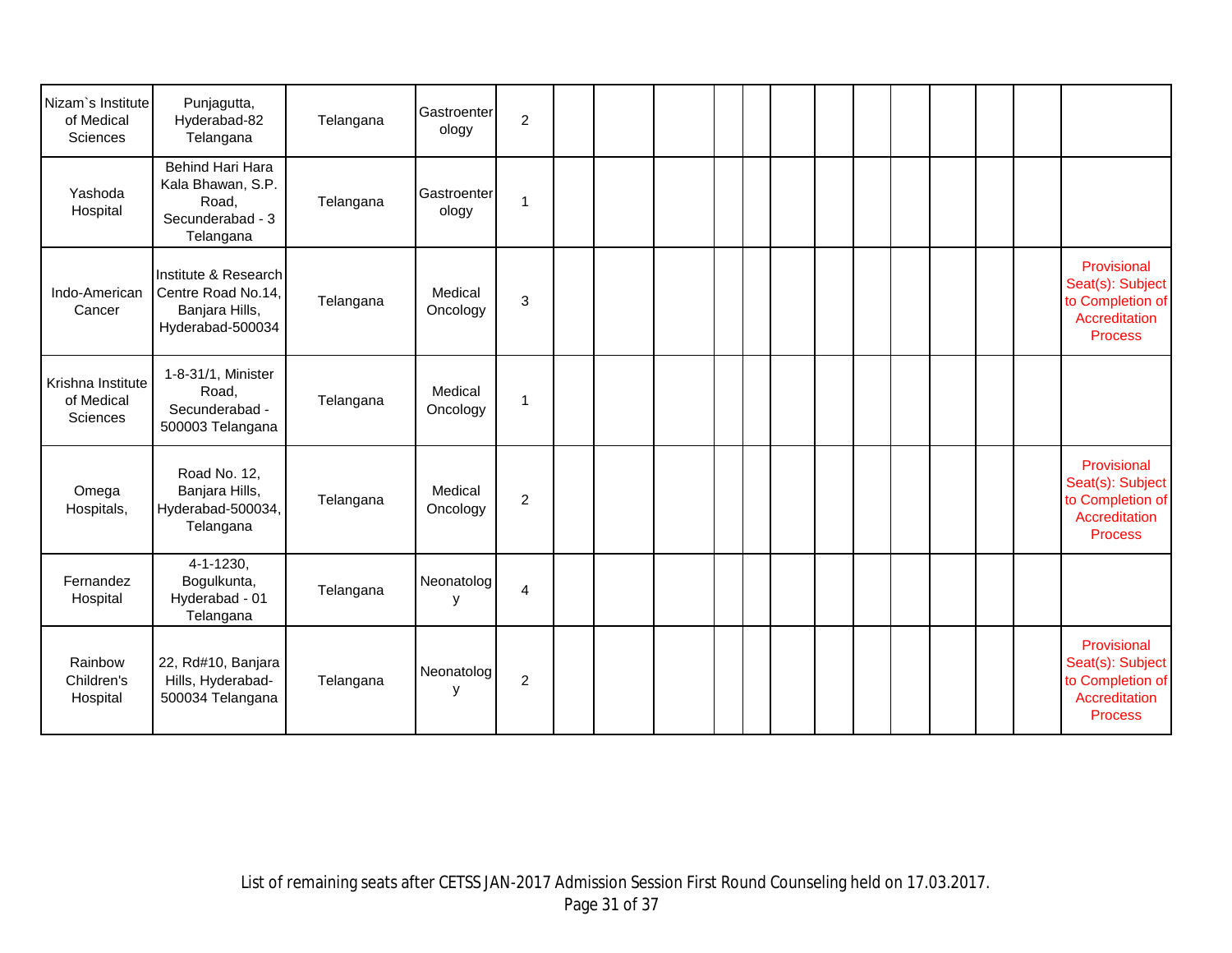| | | | | | | | | | | | | | | | | | |
|---|---|---|---|---|---|---|---|---|---|---|---|---|---|---|---|---|---|
| Nizam`s Institute of Medical Sciences | Punjagutta, Hyderabad-82 Telangana | Telangana | Gastroenterology | 2 | | | | | | | | | | | | | |
| Yashoda Hospital | Behind Hari Hara Kala Bhawan, S.P. Road, Secunderabad - 3 Telangana | Telangana | Gastroenterology | 1 | | | | | | | | | | | | | |
| Indo-American Cancer | Institute & Research Centre Road No.14, Banjara Hills, Hyderabad-500034 | Telangana | Medical Oncology | 3 | | | | | | | | | | | | | Provisional Seat(s): Subject to Completion of Accreditation Process |
| Krishna Institute of Medical Sciences | 1-8-31/1, Minister Road, Secunderabad - 500003 Telangana | Telangana | Medical Oncology | 1 | | | | | | | | | | | | | |
| Omega Hospitals, | Road No. 12, Banjara Hills, Hyderabad-500034, Telangana | Telangana | Medical Oncology | 2 | | | | | | | | | | | | | Provisional Seat(s): Subject to Completion of Accreditation Process |
| Fernandez Hospital | 4-1-1230, Bogulkunta, Hyderabad - 01 Telangana | Telangana | Neonatology | 4 | | | | | | | | | | | | | |
| Rainbow Children's Hospital | 22, Rd#10, Banjara Hills, Hyderabad-500034 Telangana | Telangana | Neonatology | 2 | | | | | | | | | | | | | Provisional Seat(s): Subject to Completion of Accreditation Process |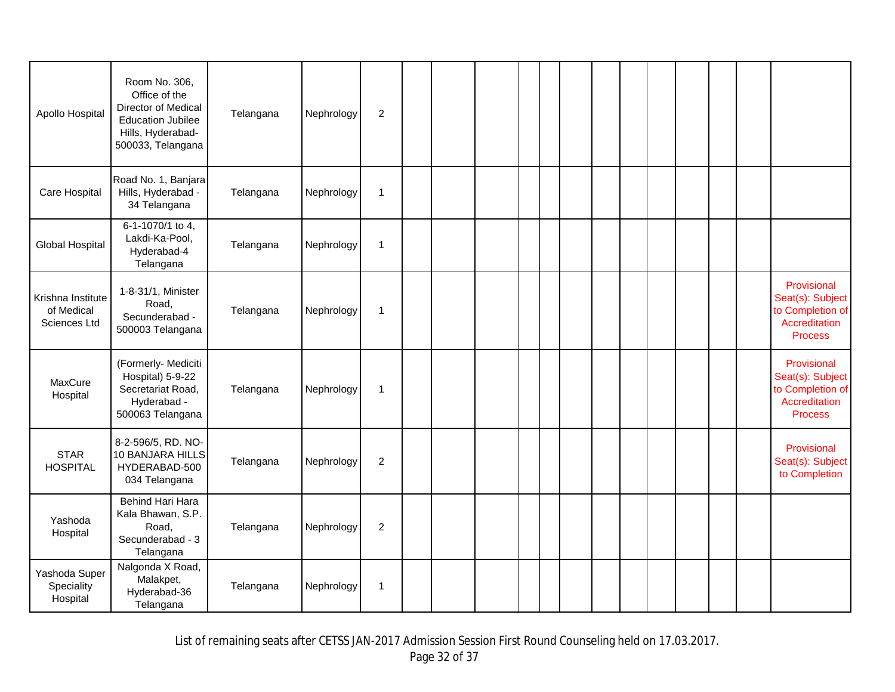| | | | | | | | | | | | | | | | | | |
|---|---|---|---|---|---|---|---|---|---|---|---|---|---|---|---|---|---|
| Apollo Hospital | Room No. 306, Office of the Director of Medical Education Jubilee Hills, Hyderabad-500033, Telangana | Telangana | Nephrology | 2 | | | | | | | | | | | | | |
| Care Hospital | Road No. 1, Banjara Hills, Hyderabad - 34 Telangana | Telangana | Nephrology | 1 | | | | | | | | | | | | | |
| Global Hospital | 6-1-1070/1 to 4, Lakdi-Ka-Pool, Hyderabad-4 Telangana | Telangana | Nephrology | 1 | | | | | | | | | | | | | |
| Krishna Institute of Medical Sciences Ltd | 1-8-31/1, Minister Road, Secunderabad - 500003 Telangana | Telangana | Nephrology | 1 | | | | | | | | | | | | | Provisional Seat(s): Subject to Completion of Accreditation Process |
| MaxCure Hospital | (Formerly- Mediciti Hospital) 5-9-22 Secretariat Road, Hyderabad - 500063 Telangana | Telangana | Nephrology | 1 | | | | | | | | | | | | | Provisional Seat(s): Subject to Completion of Accreditation Process |
| STAR HOSPITAL | 8-2-596/5, RD. NO-10 BANJARA HILLS HYDERABAD-500 034 Telangana | Telangana | Nephrology | 2 | | | | | | | | | | | | | Provisional Seat(s): Subject to Completion |
| Yashoda Hospital | Behind Hari Hara Kala Bhawan, S.P. Road, Secunderabad - 3 Telangana | Telangana | Nephrology | 2 | | | | | | | | | | | | | |
| Yashoda Super Speciality Hospital | Nalgonda X Road, Malakpet, Hyderabad-36 Telangana | Telangana | Nephrology | 1 | | | | | | | | | | | | | |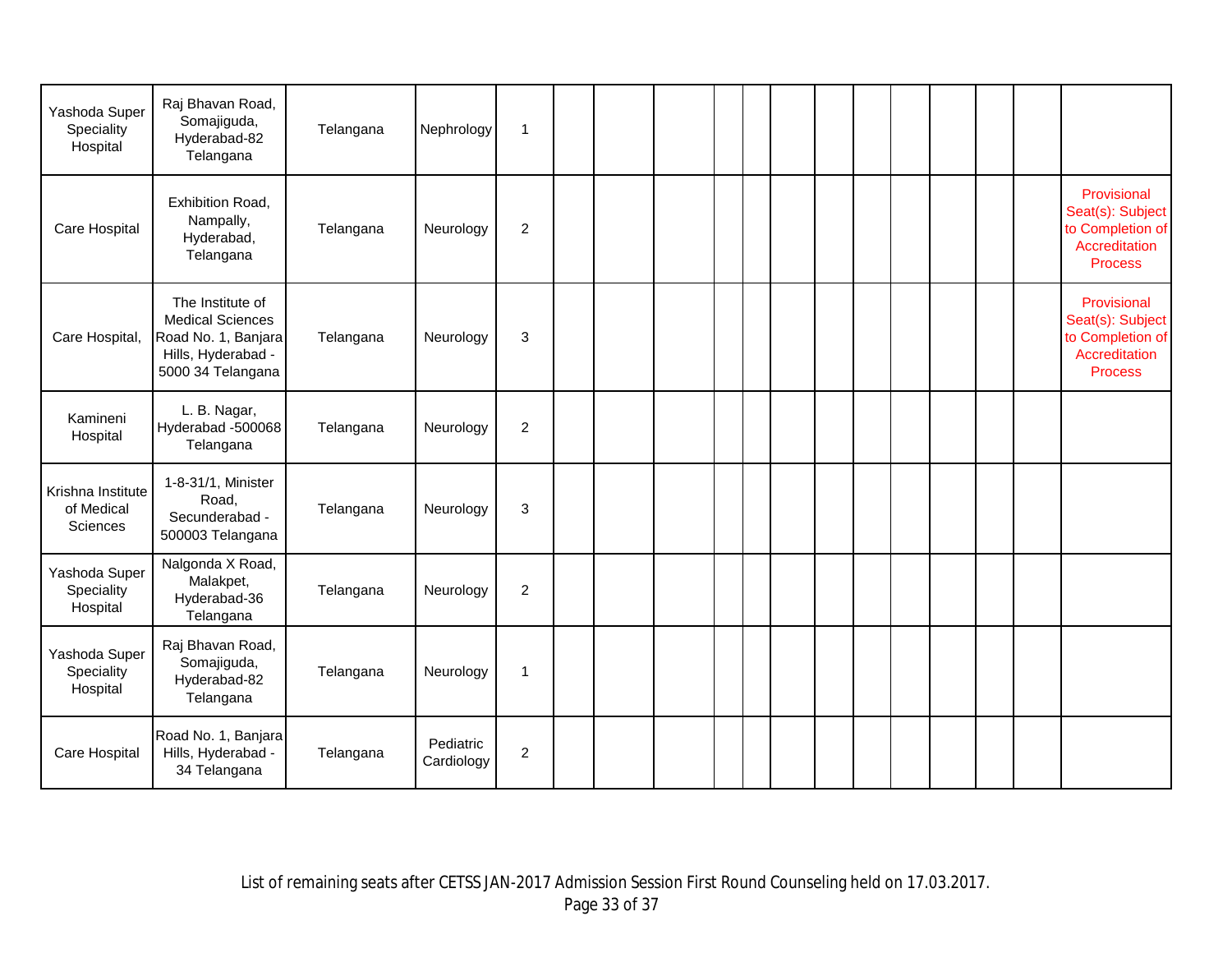| | | | | | | | | | | | | | | | | | |
|---|---|---|---|---|---|---|---|---|---|---|---|---|---|---|---|---|---|
| Yashoda Super Speciality Hospital | Raj Bhavan Road, Somajiguda, Hyderabad-82 Telangana | Telangana | Nephrology | 1 | | | | | | | | | | | | | |
| Care Hospital | Exhibition Road, Nampally, Hyderabad, Telangana | Telangana | Neurology | 2 | | | | | | | | | | | | | Provisional Seat(s): Subject to Completion of Accreditation Process |
| Care Hospital, | The Institute of Medical Sciences Road No. 1, Banjara Hills, Hyderabad - 5000 34 Telangana | Telangana | Neurology | 3 | | | | | | | | | | | | | Provisional Seat(s): Subject to Completion of Accreditation Process |
| Kamineni Hospital | L. B. Nagar, Hyderabad -500068 Telangana | Telangana | Neurology | 2 | | | | | | | | | | | | | |
| Krishna Institute of Medical Sciences | 1-8-31/1, Minister Road, Secunderabad - 500003 Telangana | Telangana | Neurology | 3 | | | | | | | | | | | | | |
| Yashoda Super Speciality Hospital | Nalgonda X Road, Malakpet, Hyderabad-36 Telangana | Telangana | Neurology | 2 | | | | | | | | | | | | | |
| Yashoda Super Speciality Hospital | Raj Bhavan Road, Somajiguda, Hyderabad-82 Telangana | Telangana | Neurology | 1 | | | | | | | | | | | | | |
| Care Hospital | Road No. 1, Banjara Hills, Hyderabad - 34 Telangana | Telangana | Pediatric Cardiology | 2 | | | | | | | | | | | | | |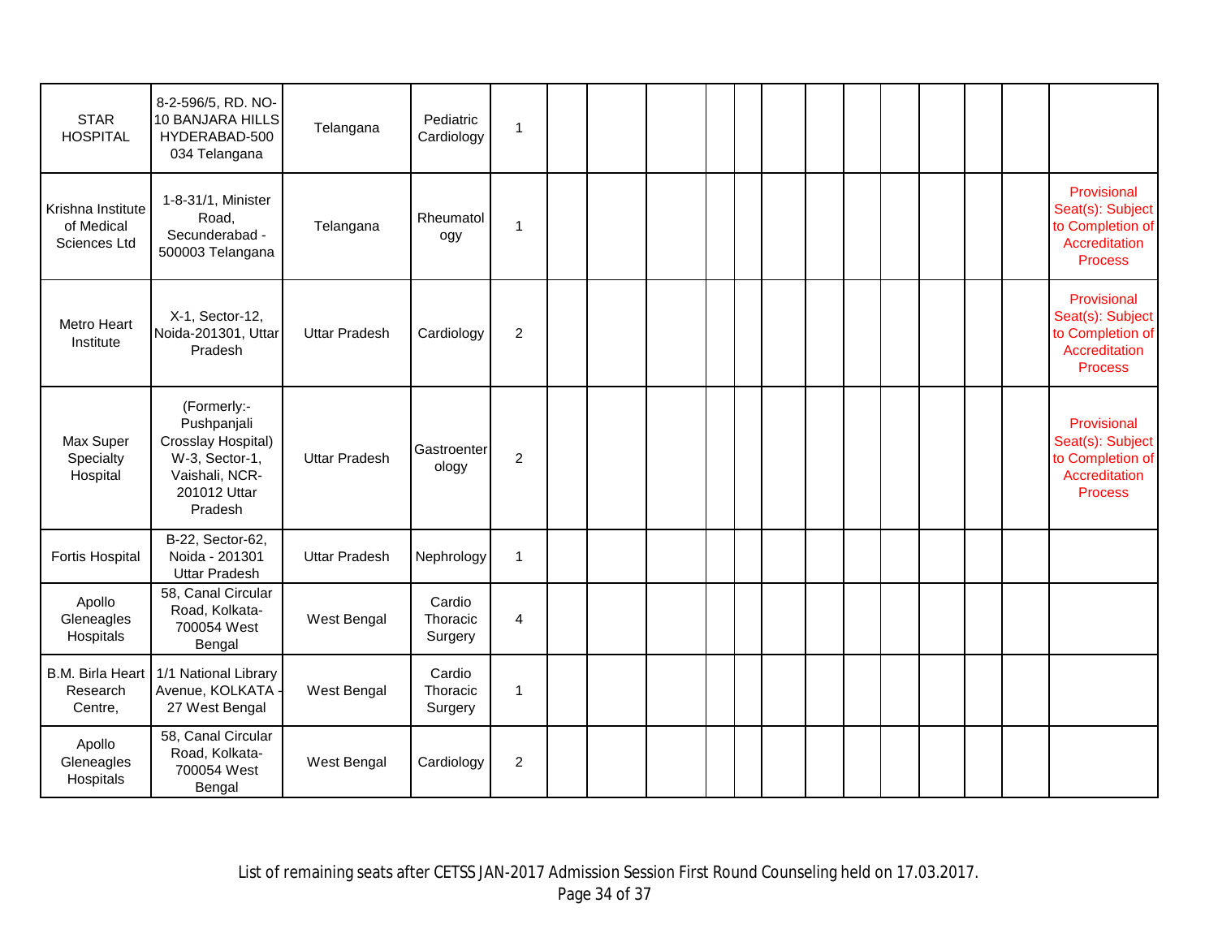| | | | | | | | | | | | | | | | | | |
|---|---|---|---|---|---|---|---|---|---|---|---|---|---|---|---|---|---|
| STAR HOSPITAL | 8-2-596/5, RD. NO-10 BANJARA HILLS HYDERABAD-500 034 Telangana | Telangana | Pediatric Cardiology | 1 | | | | | | | | | | | | | |
| Krishna Institute of Medical Sciences Ltd | 1-8-31/1, Minister Road, Secunderabad - 500003 Telangana | Telangana | Rheumatology | 1 | | | | | | | | | | | | | Provisional Seat(s): Subject to Completion of Accreditation Process |
| Metro Heart Institute | X-1, Sector-12, Noida-201301, Uttar Pradesh | Uttar Pradesh | Cardiology | 2 | | | | | | | | | | | | | Provisional Seat(s): Subject to Completion of Accreditation Process |
| Max Super Specialty Hospital | (Formerly:- Pushpanjali Crosslay Hospital) W-3, Sector-1, Vaishali, NCR-201012 Uttar Pradesh | Uttar Pradesh | Gastroenterology | 2 | | | | | | | | | | | | | Provisional Seat(s): Subject to Completion of Accreditation Process |
| Fortis Hospital | B-22, Sector-62, Noida - 201301 Uttar Pradesh | Uttar Pradesh | Nephrology | 1 | | | | | | | | | | | | | |
| Apollo Gleneagles Hospitals | 58, Canal Circular Road, Kolkata-700054 West Bengal | West Bengal | Cardio Thoracic Surgery | 4 | | | | | | | | | | | | | |
| B.M. Birla Heart Research Centre, | 1/1 National Library Avenue, KOLKATA - 27 West Bengal | West Bengal | Cardio Thoracic Surgery | 1 | | | | | | | | | | | | | |
| Apollo Gleneagles Hospitals | 58, Canal Circular Road, Kolkata-700054 West Bengal | West Bengal | Cardiology | 2 | | | | | | | | | | | | | |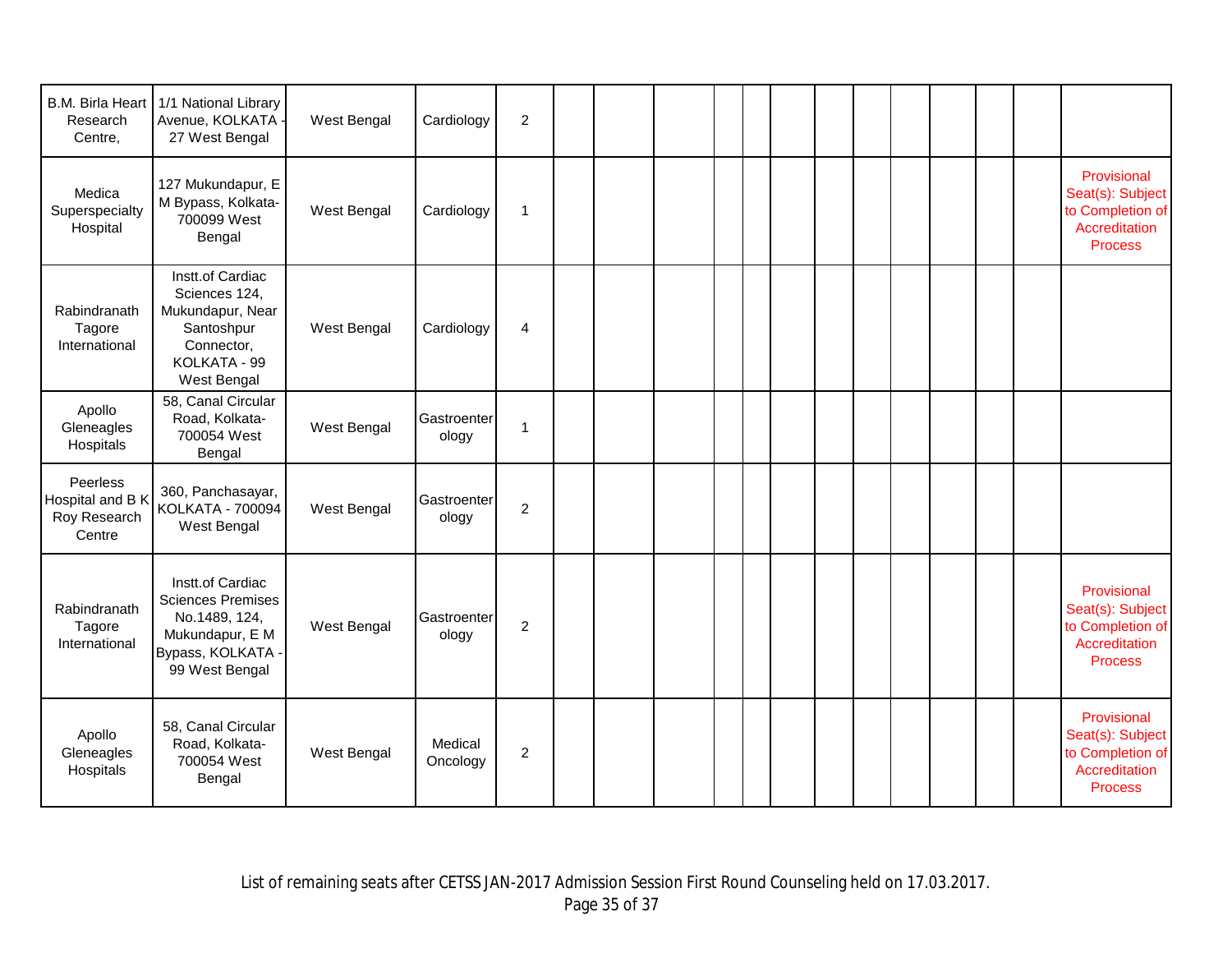| | | | | | | | | | | | | | | | | | |
|---|---|---|---|---|---|---|---|---|---|---|---|---|---|---|---|---|---|
| B.M. Birla Heart Research Centre, | 1/1 National Library Avenue, KOLKATA - 27 West Bengal | West Bengal | Cardiology | 2 | | | | | | | | | | | | | |
| Medica Superspecialty Hospital | 127 Mukundapur, E M Bypass, Kolkata-700099 West Bengal | West Bengal | Cardiology | 1 | | | | | | | | | | | | | Provisional Seat(s): Subject to Completion of Accreditation Process |
| Rabindranath Tagore International | Instt.of Cardiac Sciences 124, Mukundapur, Near Santoshpur Connector, KOLKATA - 99 West Bengal | West Bengal | Cardiology | 4 | | | | | | | | | | | | | |
| Apollo Gleneagles Hospitals | 58, Canal Circular Road, Kolkata-700054 West Bengal | West Bengal | Gastroenterology | 1 | | | | | | | | | | | | | |
| Peerless Hospital and B K Roy Research Centre | 360, Panchasayar, KOLKATA - 700094 West Bengal | West Bengal | Gastroenterology | 2 | | | | | | | | | | | | | |
| Rabindranath Tagore International | Instt.of Cardiac Sciences Premises No.1489, 124, Mukundapur, E M Bypass, KOLKATA - 99 West Bengal | West Bengal | Gastroenterology | 2 | | | | | | | | | | | | | Provisional Seat(s): Subject to Completion of Accreditation Process |
| Apollo Gleneagles Hospitals | 58, Canal Circular Road, Kolkata-700054 West Bengal | West Bengal | Medical Oncology | 2 | | | | | | | | | | | | | Provisional Seat(s): Subject to Completion of Accreditation Process |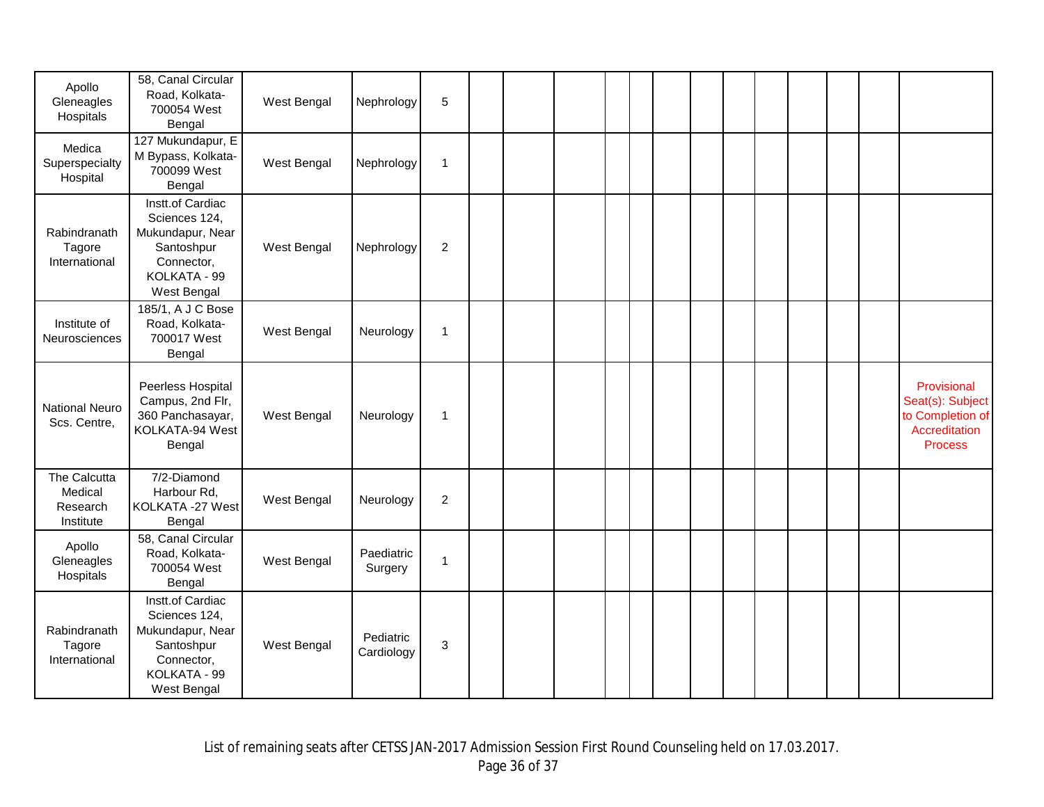| | | | | | | | | | | | | | | | | | |
|---|---|---|---|---|---|---|---|---|---|---|---|---|---|---|---|---|---|
| Apollo Gleneagles Hospitals | 58, Canal Circular Road, Kolkata-700054 West Bengal | West Bengal | Nephrology | 5 | | | | | | | | | | | | | |
| Medica Superspecialty Hospital | 127 Mukundapur, E M Bypass, Kolkata-700099 West Bengal | West Bengal | Nephrology | 1 | | | | | | | | | | | | | |
| Rabindranath Tagore International | Instt.of Cardiac Sciences 124, Mukundapur, Near Santoshpur Connector, KOLKATA - 99 West Bengal | West Bengal | Nephrology | 2 | | | | | | | | | | | | | |
| Institute of Neurosciences | 185/1, A J C Bose Road, Kolkata-700017 West Bengal | West Bengal | Neurology | 1 | | | | | | | | | | | | | |
| National Neuro Scs. Centre, | Peerless Hospital Campus, 2nd Flr, 360 Panchasayar, KOLKATA-94 West Bengal | West Bengal | Neurology | 1 | | | | | | | | | | | | | Provisional Seat(s): Subject to Completion of Accreditation Process |
| The Calcutta Medical Research Institute | 7/2-Diamond Harbour Rd, KOLKATA -27 West Bengal | West Bengal | Neurology | 2 | | | | | | | | | | | | | |
| Apollo Gleneagles Hospitals | 58, Canal Circular Road, Kolkata-700054 West Bengal | West Bengal | Paediatric Surgery | 1 | | | | | | | | | | | | | |
| Rabindranath Tagore International | Instt.of Cardiac Sciences 124, Mukundapur, Near Santoshpur Connector, KOLKATA - 99 West Bengal | West Bengal | Pediatric Cardiology | 3 | | | | | | | | | | | | | |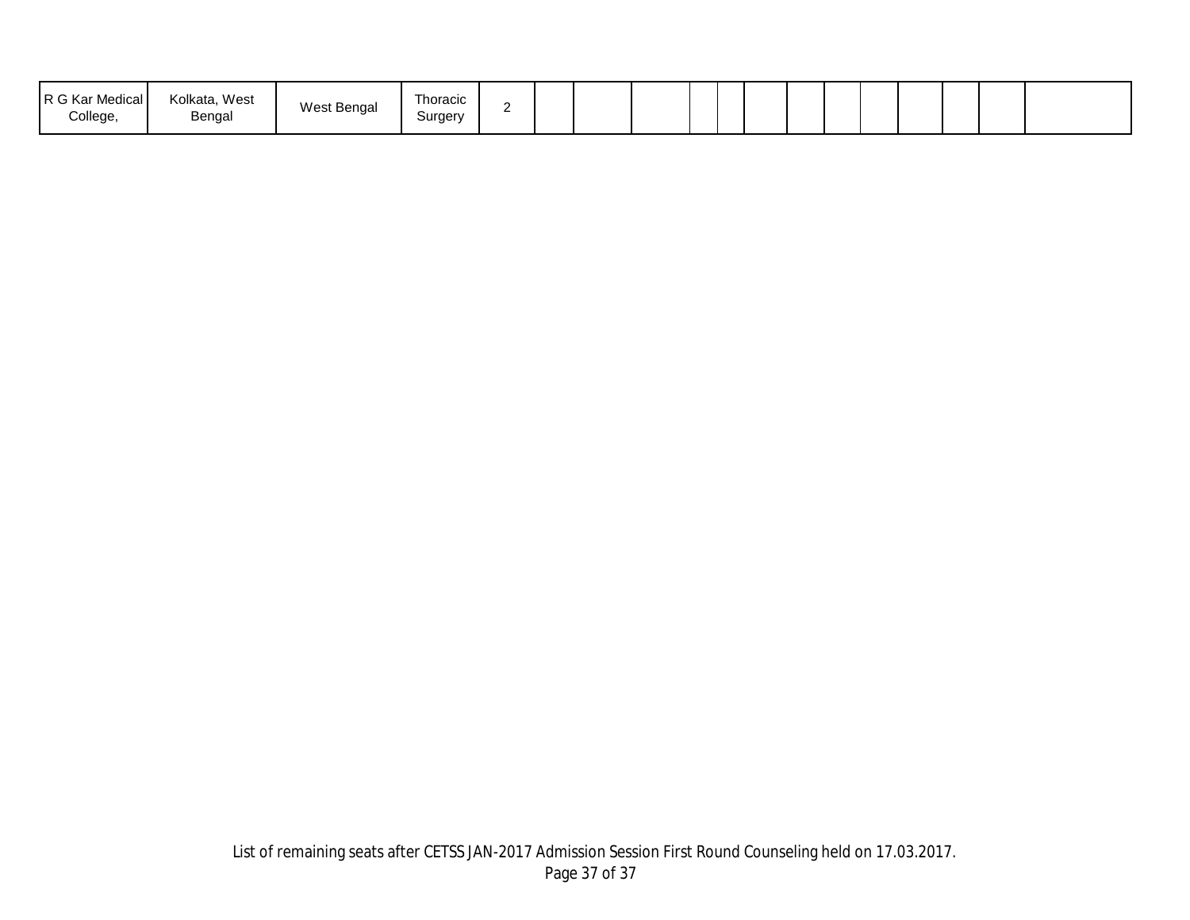| | | | | | | | | | | | | | | | | | |
|---|---|---|---|---|---|---|---|---|---|---|---|---|---|---|---|---|---|
| R G Kar Medical College, | Kolkata, West Bengal | West Bengal | Thoracic Surgery | 2 | | | | | | | | | | | | | |